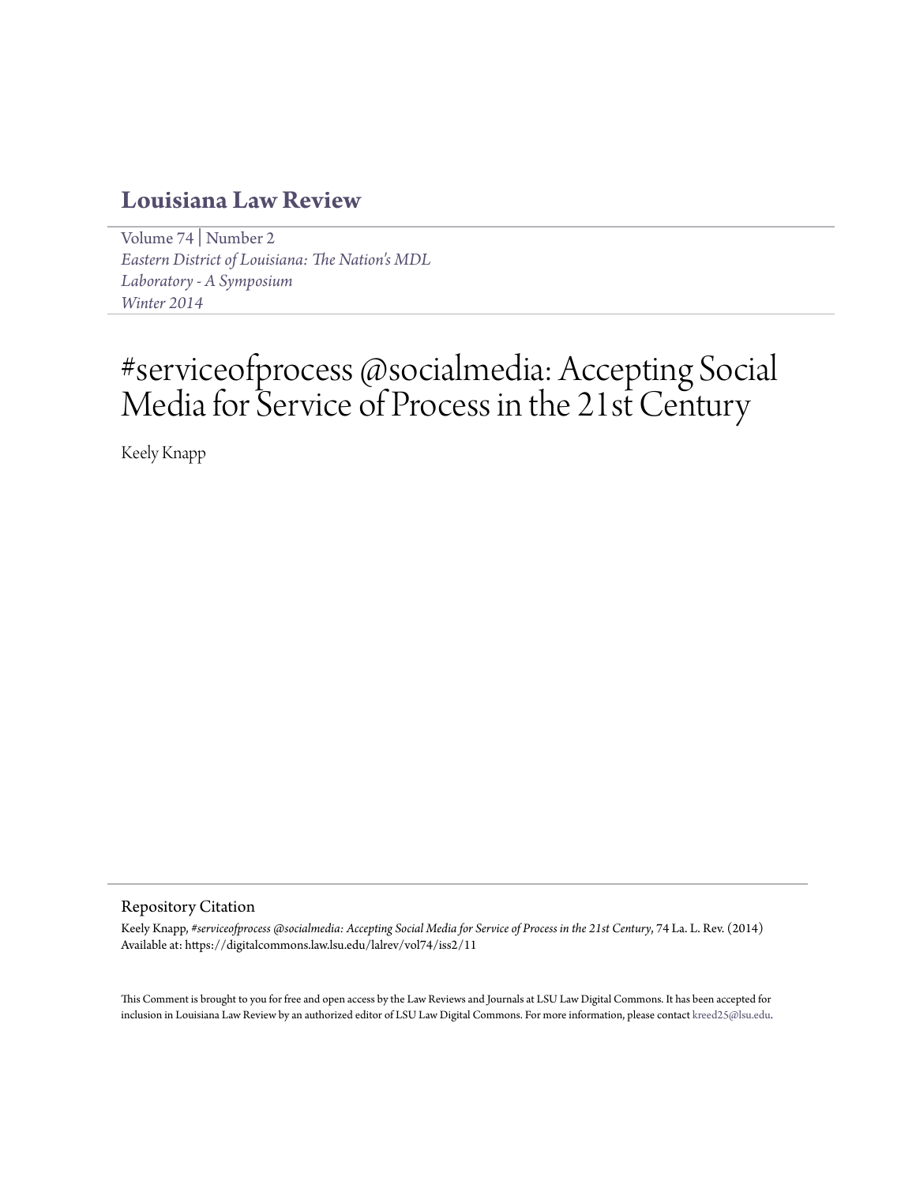# Louisiana Law Review

Volume 74 | Number 2
*Eastern District of Louisiana: The Nation's MDL Laboratory - A Symposium*
*Winter 2014*

# #serviceofprocess @socialmedia: Accepting Social Media for Service of Process in the 21st Century

Keely Knapp

## Repository Citation

Keely Knapp, *#serviceofprocess @socialmedia: Accepting Social Media for Service of Process in the 21st Century*, 74 La. L. Rev. (2014)
Available at: https://digitalcommons.law.lsu.edu/lalrev/vol74/iss2/11

This Comment is brought to you for free and open access by the Law Reviews and Journals at LSU Law Digital Commons. It has been accepted for inclusion in Louisiana Law Review by an authorized editor of LSU Law Digital Commons. For more information, please contact kreed25@lsu.edu.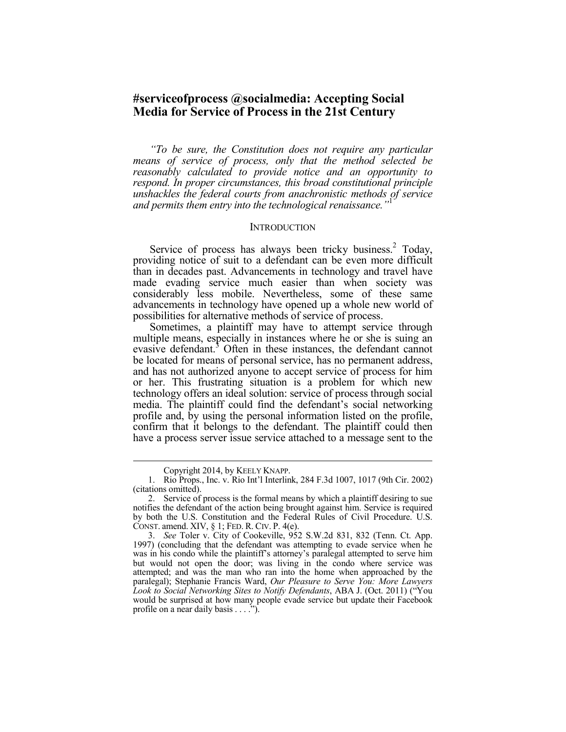# #serviceofprocess @socialmedia: Accepting Social Media for Service of Process in the 21st Century

*"To be sure, the Constitution does not require any particular means of service of process, only that the method selected be reasonably calculated to provide notice and an opportunity to respond. In proper circumstances, this broad constitutional principle unshackles the federal courts from anachronistic methods of service and permits them entry into the technological renaissance."*[1]

## INTRODUCTION

Service of process has always been tricky business.[2] Today, providing notice of suit to a defendant can be even more difficult than in decades past. Advancements in technology and travel have made evading service much easier than when society was considerably less mobile. Nevertheless, some of these same advancements in technology have opened up a whole new world of possibilities for alternative methods of service of process.

Sometimes, a plaintiff may have to attempt service through multiple means, especially in instances where he or she is suing an evasive defendant.[3] Often in these instances, the defendant cannot be located for means of personal service, has no permanent address, and has not authorized anyone to accept service of process for him or her. This frustrating situation is a problem for which new technology offers an ideal solution: service of process through social media. The plaintiff could find the defendant's social networking profile and, by using the personal information listed on the profile, confirm that it belongs to the defendant. The plaintiff could then have a process server issue service attached to a message sent to the

---

Copyright 2014, by KEELY KNAPP.

1. Rio Props., Inc. v. Rio Int'l Interlink, 284 F.3d 1007, 1017 (9th Cir. 2002) (citations omitted).

2. Service of process is the formal means by which a plaintiff desiring to sue notifies the defendant of the action being brought against him. Service is required by both the U.S. Constitution and the Federal Rules of Civil Procedure. U.S. CONST. amend. XIV, § 1; FED. R. CIV. P. 4(e).

3. *See* Toler v. City of Cookeville, 952 S.W.2d 831, 832 (Tenn. Ct. App. 1997) (concluding that the defendant was attempting to evade service when he was in his condo while the plaintiff's attorney's paralegal attempted to serve him but would not open the door; was living in the condo where service was attempted; and was the man who ran into the home when approached by the paralegal); Stephanie Francis Ward, *Our Pleasure to Serve You: More Lawyers Look to Social Networking Sites to Notify Defendants*, ABA J. (Oct. 2011) ("You would be surprised at how many people evade service but update their Facebook profile on a near daily basis . . . .").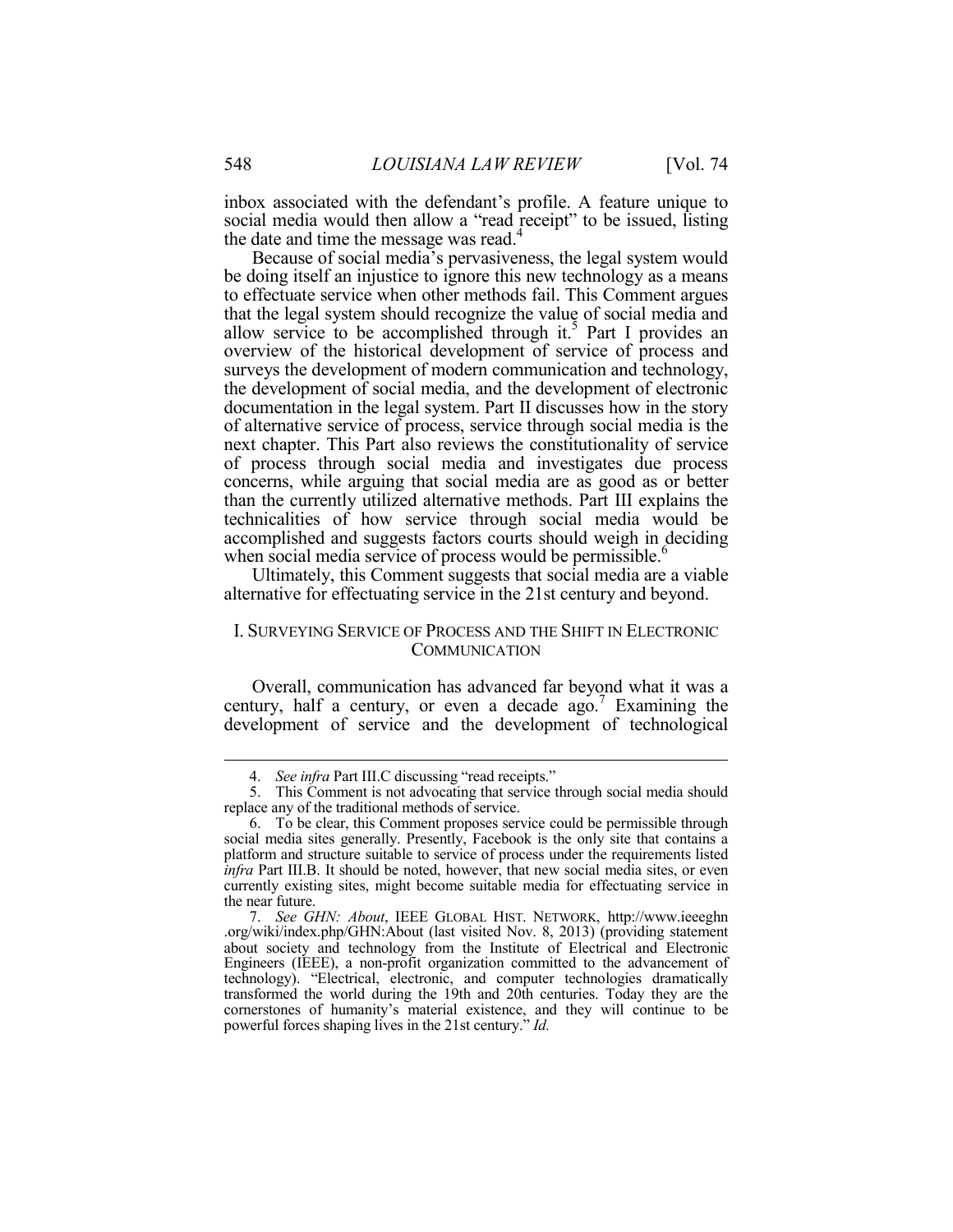inbox associated with the defendant's profile. A feature unique to social media would then allow a "read receipt" to be issued, listing the date and time the message was read.[4]

Because of social media's pervasiveness, the legal system would be doing itself an injustice to ignore this new technology as a means to effectuate service when other methods fail. This Comment argues that the legal system should recognize the value of social media and allow service to be accomplished through it.[5] Part I provides an overview of the historical development of service of process and surveys the development of modern communication and technology, the development of social media, and the development of electronic documentation in the legal system. Part II discusses how in the story of alternative service of process, service through social media is the next chapter. This Part also reviews the constitutionality of service of process through social media and investigates due process concerns, while arguing that social media are as good as or better than the currently utilized alternative methods. Part III explains the technicalities of how service through social media would be accomplished and suggests factors courts should weigh in deciding when social media service of process would be permissible.[6]

Ultimately, this Comment suggests that social media are a viable alternative for effectuating service in the 21st century and beyond.

## I. SURVEYING SERVICE OF PROCESS AND THE SHIFT IN ELECTRONIC COMMUNICATION

Overall, communication has advanced far beyond what it was a century, half a century, or even a decade ago.[7] Examining the development of service and the development of technological

---

4. *See infra* Part III.C discussing "read receipts."

5. This Comment is not advocating that service through social media should replace any of the traditional methods of service.

6. To be clear, this Comment proposes service could be permissible through social media sites generally. Presently, Facebook is the only site that contains a platform and structure suitable to service of process under the requirements listed *infra* Part III.B. It should be noted, however, that new social media sites, or even currently existing sites, might become suitable media for effectuating service in the near future.

7. *See GHN: About*, IEEE GLOBAL HIST. NETWORK, http://www.ieeeghn.org/wiki/index.php/GHN:About (last visited Nov. 8, 2013) (providing statement about society and technology from the Institute of Electrical and Electronic Engineers (IEEE), a non-profit organization committed to the advancement of technology). "Electrical, electronic, and computer technologies dramatically transformed the world during the 19th and 20th centuries. Today they are the cornerstones of humanity's material existence, and they will continue to be powerful forces shaping lives in the 21st century." *Id.*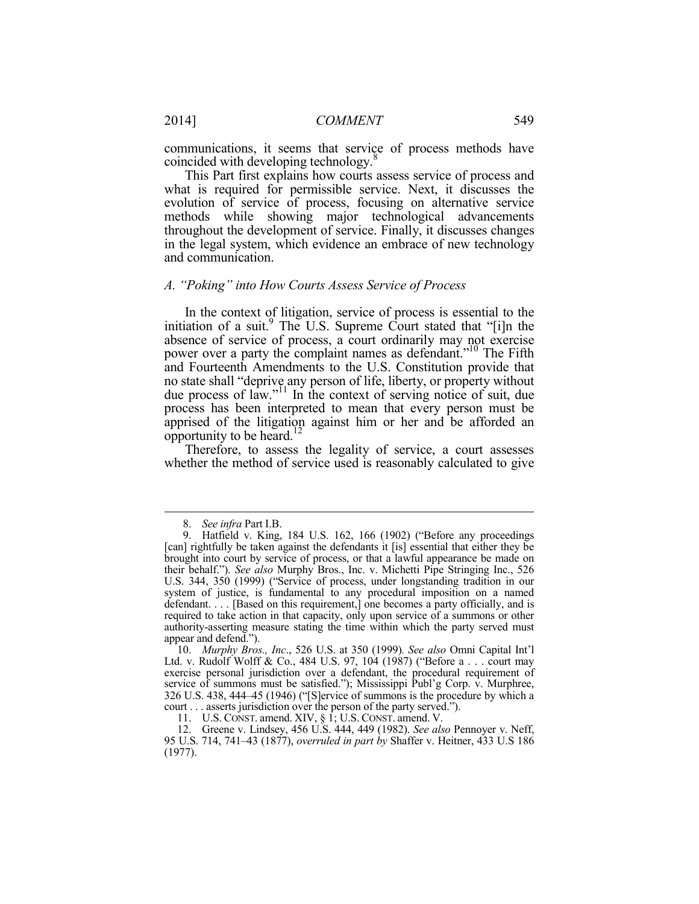communications, it seems that service of process methods have coincided with developing technology.[8]

This Part first explains how courts assess service of process and what is required for permissible service. Next, it discusses the evolution of service of process, focusing on alternative service methods while showing major technological advancements throughout the development of service. Finally, it discusses changes in the legal system, which evidence an embrace of new technology and communication.

### *A. "Poking" into How Courts Assess Service of Process*

In the context of litigation, service of process is essential to the initiation of a suit.[9] The U.S. Supreme Court stated that "[i]n the absence of service of process, a court ordinarily may not exercise power over a party the complaint names as defendant."[10] The Fifth and Fourteenth Amendments to the U.S. Constitution provide that no state shall "deprive any person of life, liberty, or property without due process of law."[11] In the context of serving notice of suit, due process has been interpreted to mean that every person must be apprised of the litigation against him or her and be afforded an opportunity to be heard.[12]

Therefore, to assess the legality of service, a court assesses whether the method of service used is reasonably calculated to give

---

8. *See infra* Part I.B.

9. Hatfield v. King, 184 U.S. 162, 166 (1902) ("Before any proceedings [can] rightfully be taken against the defendants it [is] essential that either they be brought into court by service of process, or that a lawful appearance be made on their behalf."). *See also* Murphy Bros., Inc. v. Michetti Pipe Stringing Inc., 526 U.S. 344, 350 (1999) ("Service of process, under longstanding tradition in our system of justice, is fundamental to any procedural imposition on a named defendant. . . . [Based on this requirement,] one becomes a party officially, and is required to take action in that capacity, only upon service of a summons or other authority-asserting measure stating the time within which the party served must appear and defend.").

10. *Murphy Bros., Inc*., 526 U.S. at 350 (1999). *See also* Omni Capital Int'l Ltd. v. Rudolf Wolff & Co., 484 U.S. 97, 104 (1987) ("Before a . . . court may exercise personal jurisdiction over a defendant, the procedural requirement of service of summons must be satisfied."); Mississippi Publ'g Corp. v. Murphree, 326 U.S. 438, 444–45 (1946) ("[S]ervice of summons is the procedure by which a court . . . asserts jurisdiction over the person of the party served.").

11. U.S. CONST. amend. XIV, § 1; U.S. CONST. amend. V.

12. Greene v. Lindsey, 456 U.S. 444, 449 (1982). *See also* Pennoyer v. Neff, 95 U.S. 714, 741–43 (1877), *overruled in part by* Shaffer v. Heitner, 433 U.S 186 (1977).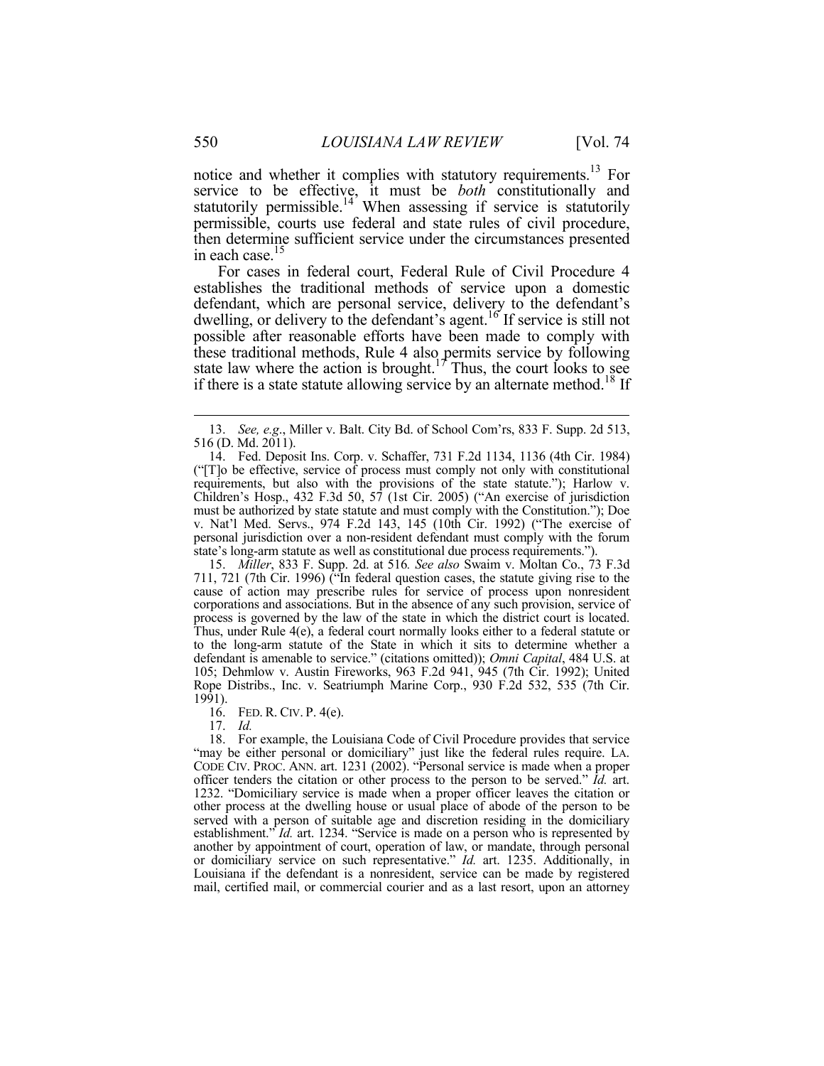notice and whether it complies with statutory requirements.[13] For service to be effective, it must be *both* constitutionally and statutorily permissible.[14] When assessing if service is statutorily permissible, courts use federal and state rules of civil procedure, then determine sufficient service under the circumstances presented in each case.[15]

For cases in federal court, Federal Rule of Civil Procedure 4 establishes the traditional methods of service upon a domestic defendant, which are personal service, delivery to the defendant's dwelling, or delivery to the defendant's agent.[16] If service is still not possible after reasonable efforts have been made to comply with these traditional methods, Rule 4 also permits service by following state law where the action is brought.[17] Thus, the court looks to see if there is a state statute allowing service by an alternate method.[18] If

---

13. *See, e.g*., Miller v. Balt. City Bd. of School Com'rs, 833 F. Supp. 2d 513, 516 (D. Md. 2011).

14. Fed. Deposit Ins. Corp. v. Schaffer, 731 F.2d 1134, 1136 (4th Cir. 1984) ("[T]o be effective, service of process must comply not only with constitutional requirements, but also with the provisions of the state statute."); Harlow v. Children's Hosp., 432 F.3d 50, 57 (1st Cir. 2005) ("An exercise of jurisdiction must be authorized by state statute and must comply with the Constitution."); Doe v. Nat'l Med. Servs., 974 F.2d 143, 145 (10th Cir. 1992) ("The exercise of personal jurisdiction over a non-resident defendant must comply with the forum state's long-arm statute as well as constitutional due process requirements.").

15. *Miller*, 833 F. Supp. 2d. at 516. *See also* Swaim v. Moltan Co., 73 F.3d 711, 721 (7th Cir. 1996) ("In federal question cases, the statute giving rise to the cause of action may prescribe rules for service of process upon nonresident corporations and associations. But in the absence of any such provision, service of process is governed by the law of the state in which the district court is located. Thus, under Rule 4(e), a federal court normally looks either to a federal statute or to the long-arm statute of the State in which it sits to determine whether a defendant is amenable to service." (citations omitted)); *Omni Capital*, 484 U.S. at 105; Dehmlow v. Austin Fireworks, 963 F.2d 941, 945 (7th Cir. 1992); United Rope Distribs., Inc. v. Seatriumph Marine Corp., 930 F.2d 532, 535 (7th Cir. 1991).

16. FED. R. CIV. P. 4(e).

17. *Id.*

18. For example, the Louisiana Code of Civil Procedure provides that service "may be either personal or domiciliary" just like the federal rules require. LA. CODE CIV. PROC. ANN. art. 1231 (2002). "Personal service is made when a proper officer tenders the citation or other process to the person to be served." *Id.* art. 1232. "Domiciliary service is made when a proper officer leaves the citation or other process at the dwelling house or usual place of abode of the person to be served with a person of suitable age and discretion residing in the domiciliary establishment." *Id.* art. 1234. "Service is made on a person who is represented by another by appointment of court, operation of law, or mandate, through personal or domiciliary service on such representative." *Id.* art. 1235. Additionally, in Louisiana if the defendant is a nonresident, service can be made by registered mail, certified mail, or commercial courier and as a last resort, upon an attorney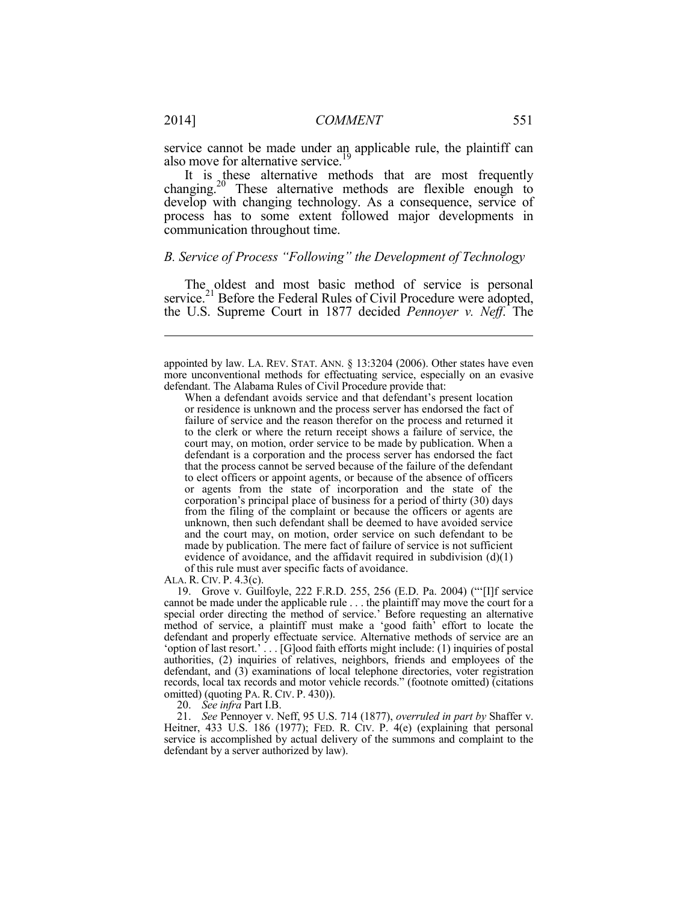service cannot be made under an applicable rule, the plaintiff can also move for alternative service.[19]

It is these alternative methods that are most frequently changing.[20] These alternative methods are flexible enough to develop with changing technology. As a consequence, service of process has to some extent followed major developments in communication throughout time.

### *B. Service of Process "Following" the Development of Technology*

The oldest and most basic method of service is personal service.[21] Before the Federal Rules of Civil Procedure were adopted, the U.S. Supreme Court in 1877 decided *Pennoyer v. Neff*. The

---

appointed by law. LA. REV. STAT. ANN. § 13:3204 (2006). Other states have even more unconventional methods for effectuating service, especially on an evasive defendant. The Alabama Rules of Civil Procedure provide that:

> When a defendant avoids service and that defendant's present location or residence is unknown and the process server has endorsed the fact of failure of service and the reason therefor on the process and returned it to the clerk or where the return receipt shows a failure of service, the court may, on motion, order service to be made by publication. When a defendant is a corporation and the process server has endorsed the fact that the process cannot be served because of the failure of the defendant to elect officers or appoint agents, or because of the absence of officers or agents from the state of incorporation and the state of the corporation's principal place of business for a period of thirty (30) days from the filing of the complaint or because the officers or agents are unknown, then such defendant shall be deemed to have avoided service and the court may, on motion, order service on such defendant to be made by publication. The mere fact of failure of service is not sufficient evidence of avoidance, and the affidavit required in subdivision (d)(1) of this rule must aver specific facts of avoidance.

ALA. R. CIV. P. 4.3(c).

19. Grove v. Guilfoyle, 222 F.R.D. 255, 256 (E.D. Pa. 2004) ("'[I]f service cannot be made under the applicable rule . . . the plaintiff may move the court for a special order directing the method of service.' Before requesting an alternative method of service, a plaintiff must make a 'good faith' effort to locate the defendant and properly effectuate service. Alternative methods of service are an 'option of last resort.' . . . [G]ood faith efforts might include: (1) inquiries of postal authorities, (2) inquiries of relatives, neighbors, friends and employees of the defendant, and (3) examinations of local telephone directories, voter registration records, local tax records and motor vehicle records." (footnote omitted) (citations omitted) (quoting PA. R. CIV. P. 430)).

20. *See infra* Part I.B.

21. *See* Pennoyer v. Neff, 95 U.S. 714 (1877), *overruled in part by* Shaffer v. Heitner, 433 U.S. 186 (1977); FED. R. CIV. P. 4(e) (explaining that personal service is accomplished by actual delivery of the summons and complaint to the defendant by a server authorized by law).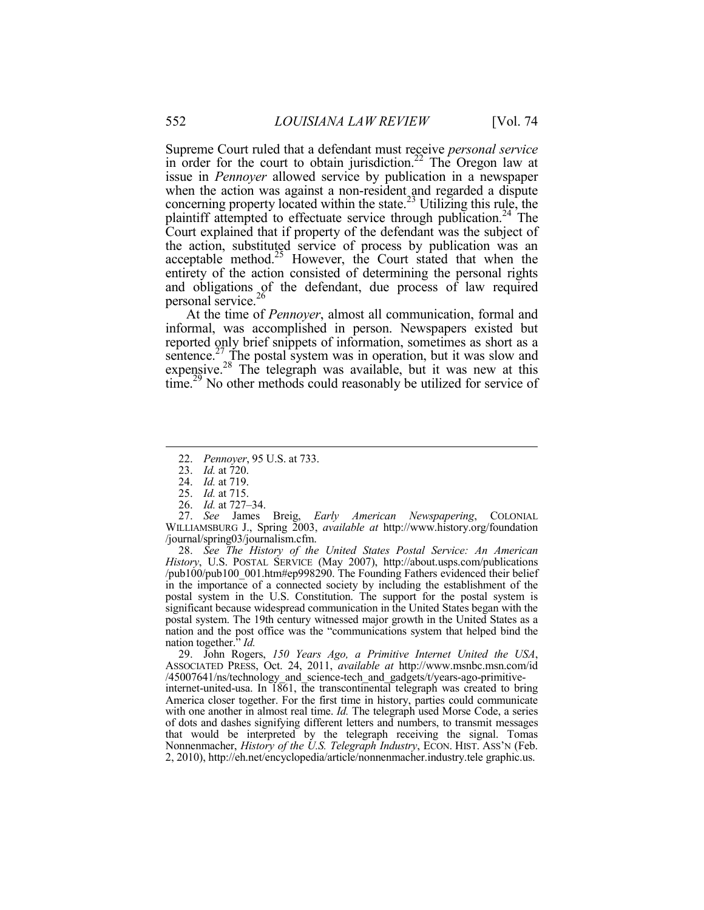Supreme Court ruled that a defendant must receive *personal service* in order for the court to obtain jurisdiction.[22] The Oregon law at issue in *Pennoyer* allowed service by publication in a newspaper when the action was against a non-resident and regarded a dispute concerning property located within the state.[23] Utilizing this rule, the plaintiff attempted to effectuate service through publication.[24] The Court explained that if property of the defendant was the subject of the action, substituted service of process by publication was an acceptable method.[25] However, the Court stated that when the entirety of the action consisted of determining the personal rights and obligations of the defendant, due process of law required personal service.[26]

At the time of *Pennoyer*, almost all communication, formal and informal, was accomplished in person. Newspapers existed but reported only brief snippets of information, sometimes as short as a sentence.[27] The postal system was in operation, but it was slow and expensive.[28] The telegraph was available, but it was new at this time.[29] No other methods could reasonably be utilized for service of

---

22. *Pennoyer*, 95 U.S. at 733.

23. *Id.* at 720.

24. *Id.* at 719.

25. *Id.* at 715.

26. *Id.* at 727–34.

27. *See* James Breig, *Early American Newspapering*, COLONIAL WILLIAMSBURG J., Spring 2003, *available at* http://www.history.org/foundation/journal/spring03/journalism.cfm.

28. *See The History of the United States Postal Service: An American History*, U.S. POSTAL SERVICE (May 2007), http://about.usps.com/publications/pub100/pub100_001.htm#ep998290. The Founding Fathers evidenced their belief in the importance of a connected society by including the establishment of the postal system in the U.S. Constitution. The support for the postal system is significant because widespread communication in the United States began with the postal system. The 19th century witnessed major growth in the United States as a nation and the post office was the "communications system that helped bind the nation together." *Id.*

29. John Rogers, *150 Years Ago, a Primitive Internet United the USA*, ASSOCIATED PRESS, Oct. 24, 2011, *available at* http://www.msnbc.msn.com/id/45007641/ns/technology_and_science-tech_and_gadgets/t/years-ago-primitive-internet-united-usa. In 1861, the transcontinental telegraph was created to bring America closer together. For the first time in history, parties could communicate with one another in almost real time. *Id.* The telegraph used Morse Code, a series of dots and dashes signifying different letters and numbers, to transmit messages that would be interpreted by the telegraph receiving the signal. Tomas Nonnenmacher, *History of the U.S. Telegraph Industry*, ECON. HIST. ASS'N (Feb. 2, 2010), http://eh.net/encyclopedia/article/nonnenmacher.industry.tele graphic.us.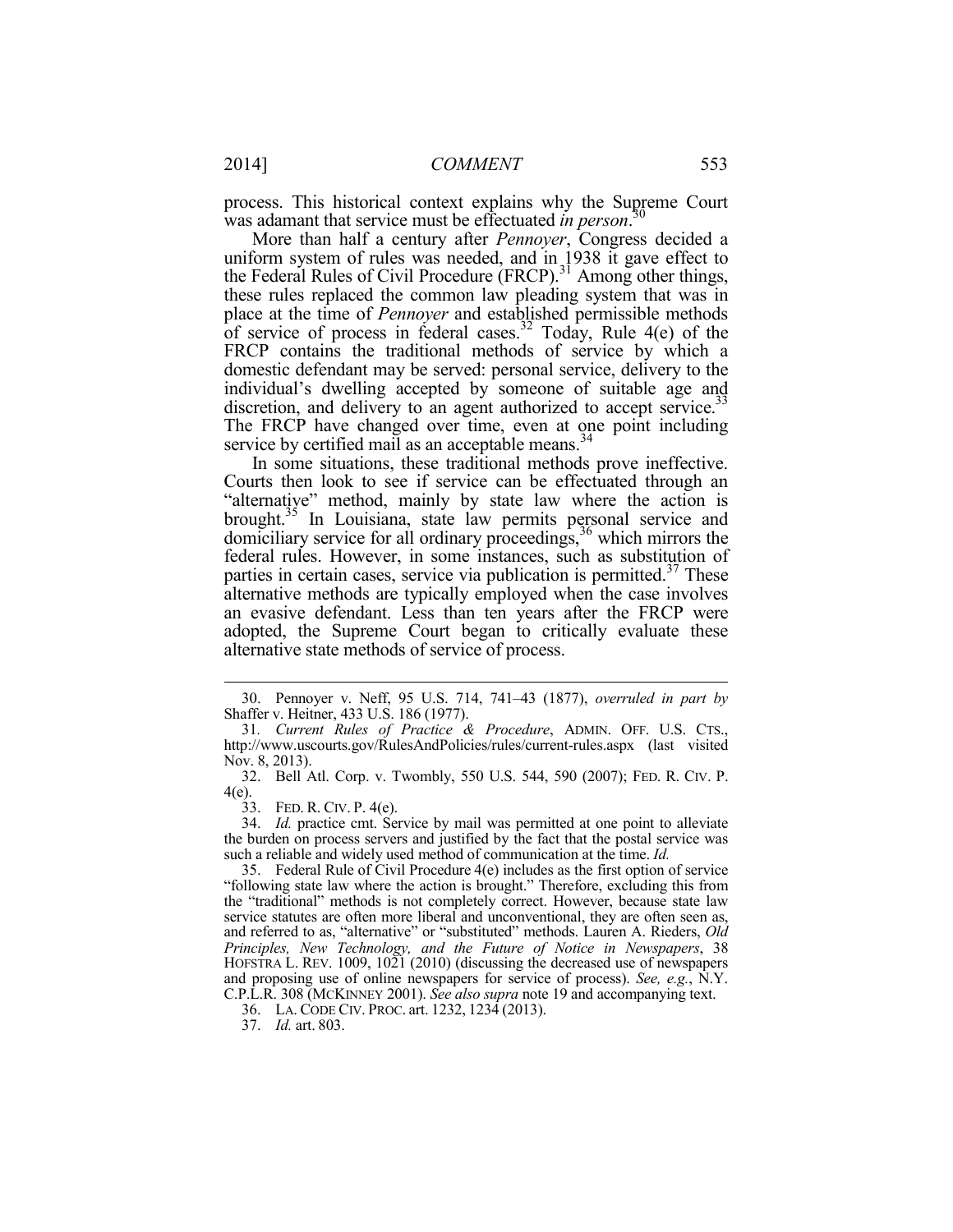process. This historical context explains why the Supreme Court was adamant that service must be effectuated *in person*.[30]

More than half a century after *Pennoyer*, Congress decided a uniform system of rules was needed, and in 1938 it gave effect to the Federal Rules of Civil Procedure (FRCP).[31] Among other things, these rules replaced the common law pleading system that was in place at the time of *Pennoyer* and established permissible methods of service of process in federal cases.[32] Today, Rule 4(e) of the FRCP contains the traditional methods of service by which a domestic defendant may be served: personal service, delivery to the individual's dwelling accepted by someone of suitable age and discretion, and delivery to an agent authorized to accept service.[33] The FRCP have changed over time, even at one point including service by certified mail as an acceptable means.[34]

In some situations, these traditional methods prove ineffective. Courts then look to see if service can be effectuated through an "alternative" method, mainly by state law where the action is brought.[35] In Louisiana, state law permits personal service and domiciliary service for all ordinary proceedings,[36] which mirrors the federal rules. However, in some instances, such as substitution of parties in certain cases, service via publication is permitted.[37] These alternative methods are typically employed when the case involves an evasive defendant. Less than ten years after the FRCP were adopted, the Supreme Court began to critically evaluate these alternative state methods of service of process.

---

30. Pennoyer v. Neff, 95 U.S. 714, 741–43 (1877), *overruled in part by* Shaffer v. Heitner, 433 U.S. 186 (1977).

31. *Current Rules of Practice & Procedure*, ADMIN. OFF. U.S. CTS., http://www.uscourts.gov/RulesAndPolicies/rules/current-rules.aspx (last visited Nov. 8, 2013).

32. Bell Atl. Corp. v. Twombly, 550 U.S. 544, 590 (2007); FED. R. CIV. P. 4(e).

33. FED. R. CIV. P. 4(e).

34. *Id.* practice cmt. Service by mail was permitted at one point to alleviate the burden on process servers and justified by the fact that the postal service was such a reliable and widely used method of communication at the time. *Id.*

35. Federal Rule of Civil Procedure 4(e) includes as the first option of service "following state law where the action is brought." Therefore, excluding this from the "traditional" methods is not completely correct. However, because state law service statutes are often more liberal and unconventional, they are often seen as, and referred to as, "alternative" or "substituted" methods. Lauren A. Rieders, *Old Principles, New Technology, and the Future of Notice in Newspapers*, 38 HOFSTRA L. REV. 1009, 1021 (2010) (discussing the decreased use of newspapers and proposing use of online newspapers for service of process). *See, e.g.*, N.Y. C.P.L.R. 308 (MCKINNEY 2001). *See also supra* note 19 and accompanying text.

36. LA. CODE CIV. PROC. art. 1232, 1234 (2013).

37. *Id.* art. 803.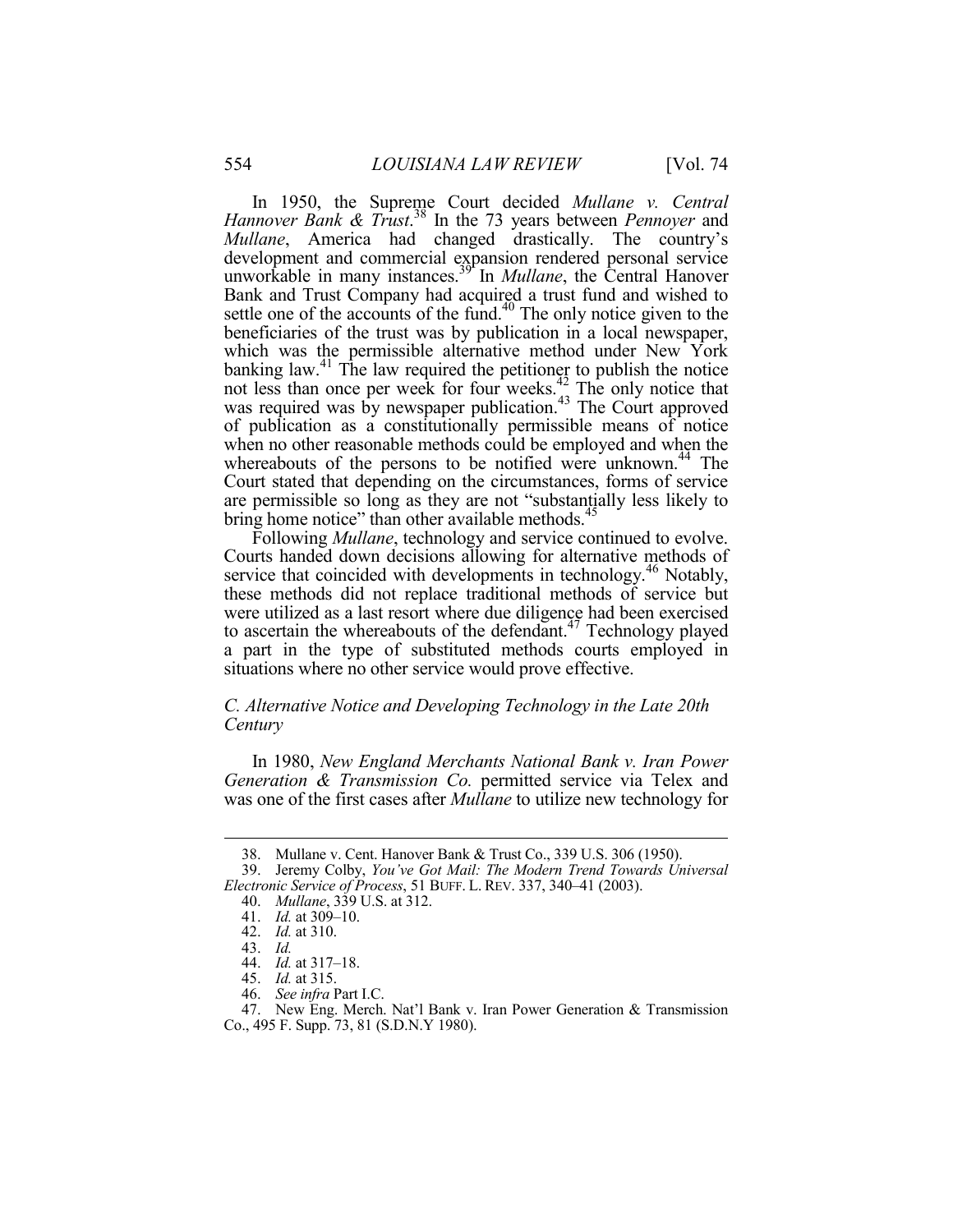In 1950, the Supreme Court decided *Mullane v. Central Hannover Bank & Trust*.[38] In the 73 years between *Pennoyer* and *Mullane*, America had changed drastically. The country's development and commercial expansion rendered personal service unworkable in many instances.[39] In *Mullane*, the Central Hanover Bank and Trust Company had acquired a trust fund and wished to settle one of the accounts of the fund.[40] The only notice given to the beneficiaries of the trust was by publication in a local newspaper, which was the permissible alternative method under New York banking law.[41] The law required the petitioner to publish the notice not less than once per week for four weeks.[42] The only notice that was required was by newspaper publication.[43] The Court approved of publication as a constitutionally permissible means of notice when no other reasonable methods could be employed and when the whereabouts of the persons to be notified were unknown.[44] The Court stated that depending on the circumstances, forms of service are permissible so long as they are not "substantially less likely to bring home notice" than other available methods.[45]

Following *Mullane*, technology and service continued to evolve. Courts handed down decisions allowing for alternative methods of service that coincided with developments in technology.[46] Notably, these methods did not replace traditional methods of service but were utilized as a last resort where due diligence had been exercised to ascertain the whereabouts of the defendant.[47] Technology played a part in the type of substituted methods courts employed in situations where no other service would prove effective.

### *C. Alternative Notice and Developing Technology in the Late 20th Century*

In 1980, *New England Merchants National Bank v. Iran Power Generation & Transmission Co.* permitted service via Telex and was one of the first cases after *Mullane* to utilize new technology for

---

38. Mullane v. Cent. Hanover Bank & Trust Co., 339 U.S. 306 (1950).

39. Jeremy Colby, *You've Got Mail: The Modern Trend Towards Universal Electronic Service of Process*, 51 BUFF. L. REV. 337, 340–41 (2003).

40. *Mullane*, 339 U.S. at 312.

41. *Id.* at 309–10.

42. *Id.* at 310.

43. *Id.*

44. *Id.* at 317–18.

45. *Id.* at 315.

46. *See infra* Part I.C.

47. New Eng. Merch. Nat'l Bank v. Iran Power Generation & Transmission Co., 495 F. Supp. 73, 81 (S.D.N.Y 1980).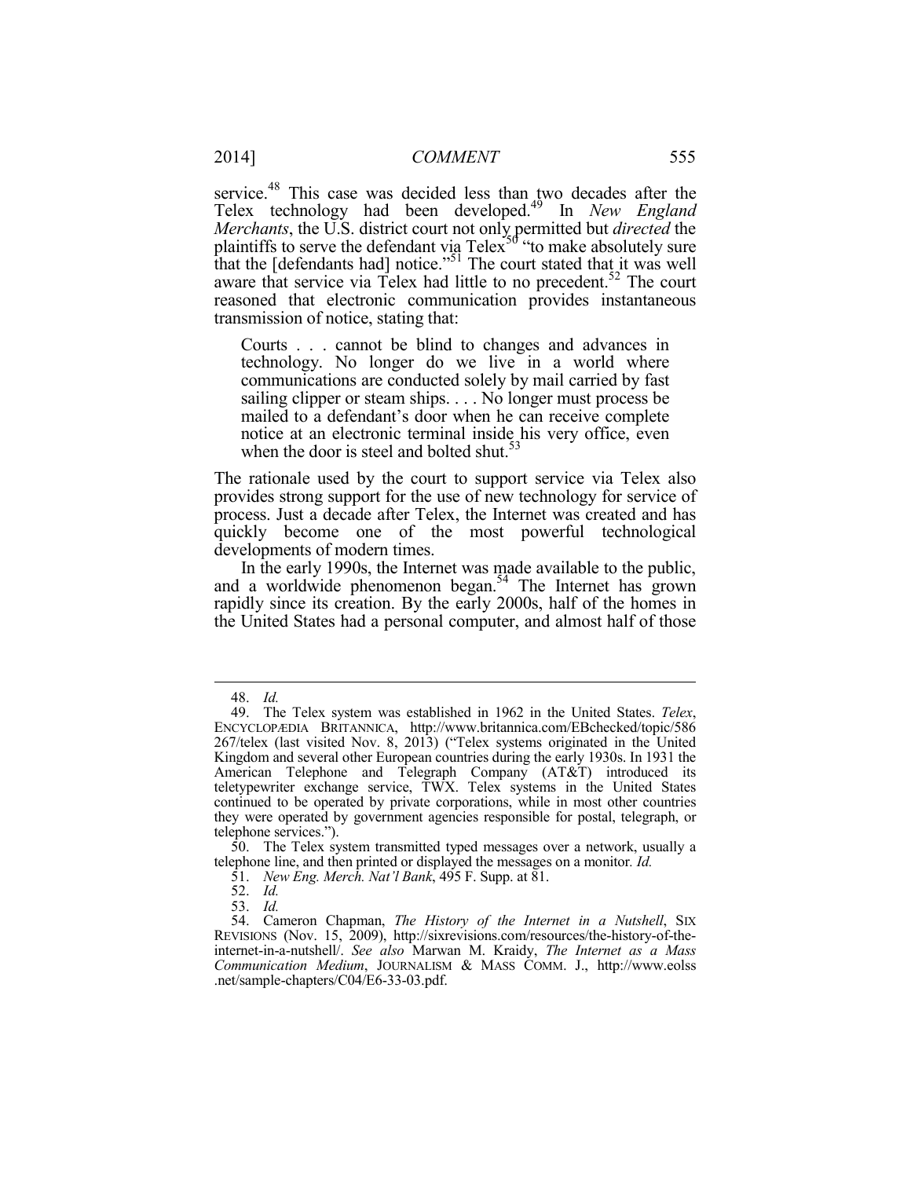service.[48] This case was decided less than two decades after the Telex technology had been developed.[49] In *New England Merchants*, the U.S. district court not only permitted but *directed* the plaintiffs to serve the defendant via Telex[50] "to make absolutely sure that the [defendants had] notice."[51] The court stated that it was well aware that service via Telex had little to no precedent.[52] The court reasoned that electronic communication provides instantaneous transmission of notice, stating that:

> Courts . . . cannot be blind to changes and advances in technology. No longer do we live in a world where communications are conducted solely by mail carried by fast sailing clipper or steam ships. . . . No longer must process be mailed to a defendant's door when he can receive complete notice at an electronic terminal inside his very office, even when the door is steel and bolted shut.[53]

The rationale used by the court to support service via Telex also provides strong support for the use of new technology for service of process. Just a decade after Telex, the Internet was created and has quickly become one of the most powerful technological developments of modern times.

In the early 1990s, the Internet was made available to the public, and a worldwide phenomenon began.[54] The Internet has grown rapidly since its creation. By the early 2000s, half of the homes in the United States had a personal computer, and almost half of those

---

48. *Id.*

49. The Telex system was established in 1962 in the United States. *Telex*, ENCYCLOPÆDIA BRITANNICA, http://www.britannica.com/EBchecked/topic/586267/telex (last visited Nov. 8, 2013) ("Telex systems originated in the United Kingdom and several other European countries during the early 1930s. In 1931 the American Telephone and Telegraph Company (AT&T) introduced its teletypewriter exchange service, TWX. Telex systems in the United States continued to be operated by private corporations, while in most other countries they were operated by government agencies responsible for postal, telegraph, or telephone services.").

50. The Telex system transmitted typed messages over a network, usually a telephone line, and then printed or displayed the messages on a monitor. *Id.*

51. *New Eng. Merch. Nat'l Bank*, 495 F. Supp. at 81.

52. *Id.*

53. *Id.*

54. Cameron Chapman, *The History of the Internet in a Nutshell*, SIX REVISIONS (Nov. 15, 2009), http://sixrevisions.com/resources/the-history-of-the-internet-in-a-nutshell/. *See also* Marwan M. Kraidy, *The Internet as a Mass Communication Medium*, JOURNALISM & MASS COMM. J., http://www.eolss.net/sample-chapters/C04/E6-33-03.pdf.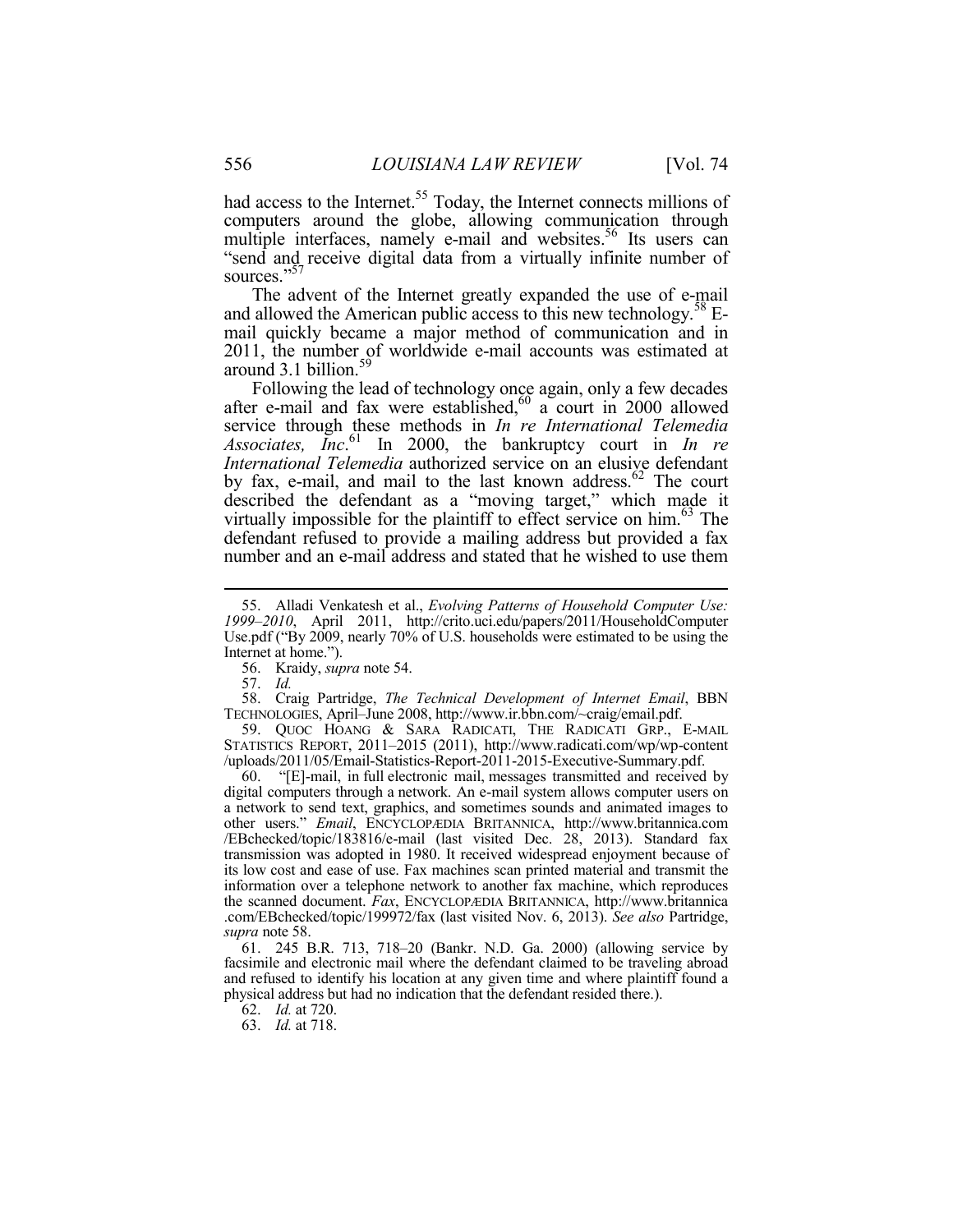had access to the Internet.[55] Today, the Internet connects millions of computers around the globe, allowing communication through multiple interfaces, namely e-mail and websites.[56] Its users can "send and receive digital data from a virtually infinite number of sources."[57]

The advent of the Internet greatly expanded the use of e-mail and allowed the American public access to this new technology.[58] E-mail quickly became a major method of communication and in 2011, the number of worldwide e-mail accounts was estimated at around 3.1 billion.[59]

Following the lead of technology once again, only a few decades after e-mail and fax were established,[60] a court in 2000 allowed service through these methods in *In re International Telemedia Associates, Inc*.[61] In 2000, the bankruptcy court in *In re International Telemedia* authorized service on an elusive defendant by fax, e-mail, and mail to the last known address.[62] The court described the defendant as a "moving target," which made it virtually impossible for the plaintiff to effect service on him.[63] The defendant refused to provide a mailing address but provided a fax number and an e-mail address and stated that he wished to use them

---

55. Alladi Venkatesh et al., *Evolving Patterns of Household Computer Use: 1999–2010*, April 2011, http://crito.uci.edu/papers/2011/HouseholdComputer Use.pdf ("By 2009, nearly 70% of U.S. households were estimated to be using the Internet at home.").

56. Kraidy, *supra* note 54.

57. *Id.*

58. Craig Partridge, *The Technical Development of Internet Email*, BBN TECHNOLOGIES, April–June 2008, http://www.ir.bbn.com/~craig/email.pdf.

59. QUOC HOANG & SARA RADICATI, THE RADICATI GRP., E-MAIL STATISTICS REPORT, 2011–2015 (2011), http://www.radicati.com/wp/wp-content /uploads/2011/05/Email-Statistics-Report-2011-2015-Executive-Summary.pdf.

60. "[E]-mail, in full electronic mail, messages transmitted and received by digital computers through a network. An e-mail system allows computer users on a network to send text, graphics, and sometimes sounds and animated images to other users." *Email*, ENCYCLOPÆDIA BRITANNICA, http://www.britannica.com /EBchecked/topic/183816/e-mail (last visited Dec. 28, 2013). Standard fax transmission was adopted in 1980. It received widespread enjoyment because of its low cost and ease of use. Fax machines scan printed material and transmit the information over a telephone network to another fax machine, which reproduces the scanned document. *Fax*, ENCYCLOPÆDIA BRITANNICA, http://www.britannica .com/EBchecked/topic/199972/fax (last visited Nov. 6, 2013). *See also* Partridge, *supra* note 58.

61. 245 B.R. 713, 718–20 (Bankr. N.D. Ga. 2000) (allowing service by facsimile and electronic mail where the defendant claimed to be traveling abroad and refused to identify his location at any given time and where plaintiff found a physical address but had no indication that the defendant resided there.).

62. *Id.* at 720.

63. *Id.* at 718.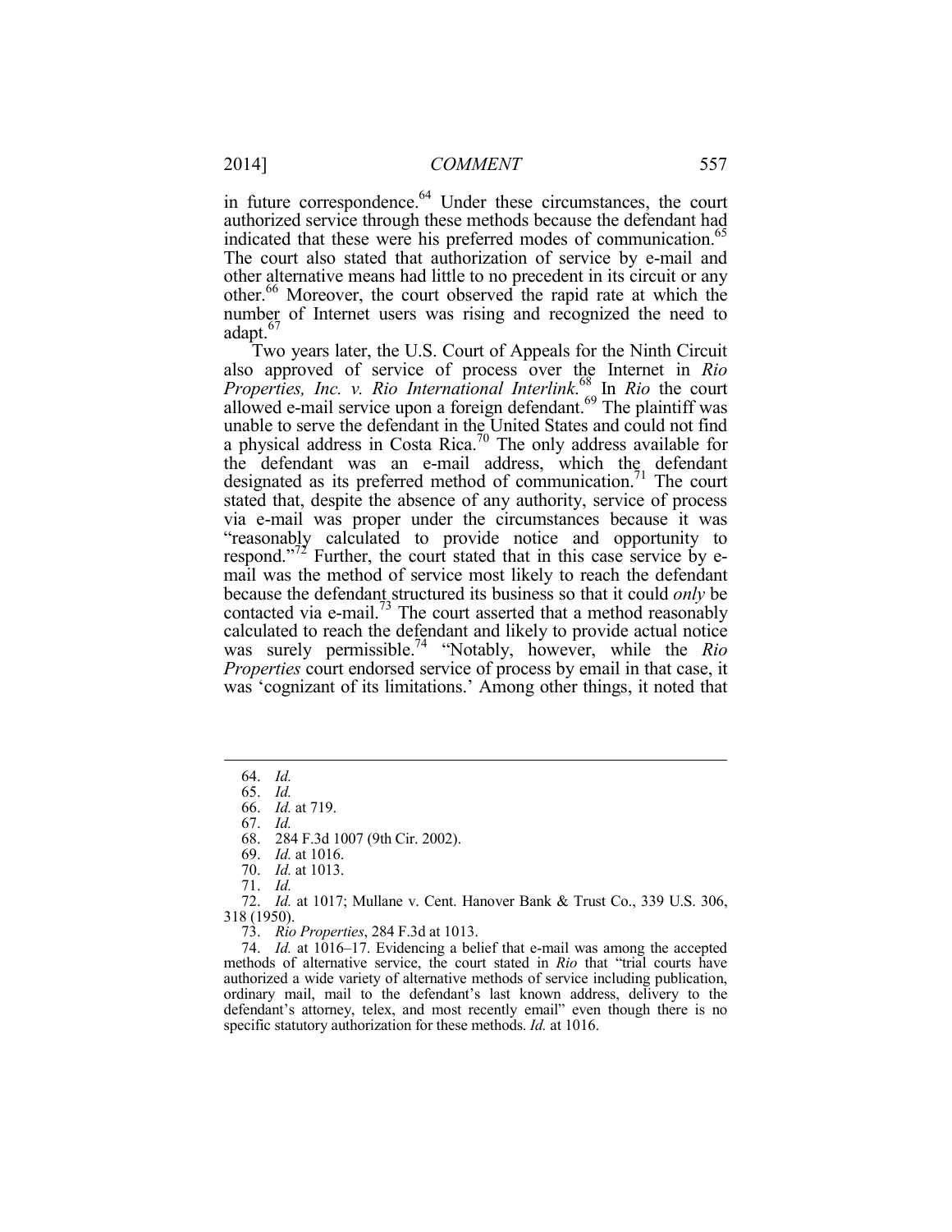in future correspondence.[64] Under these circumstances, the court authorized service through these methods because the defendant had indicated that these were his preferred modes of communication.[65] The court also stated that authorization of service by e-mail and other alternative means had little to no precedent in its circuit or any other.[66] Moreover, the court observed the rapid rate at which the number of Internet users was rising and recognized the need to adapt.[67]

Two years later, the U.S. Court of Appeals for the Ninth Circuit also approved of service of process over the Internet in *Rio Properties, Inc. v. Rio International Interlink*.[68] In *Rio* the court allowed e-mail service upon a foreign defendant.[69] The plaintiff was unable to serve the defendant in the United States and could not find a physical address in Costa Rica.[70] The only address available for the defendant was an e-mail address, which the defendant designated as its preferred method of communication.[71] The court stated that, despite the absence of any authority, service of process via e-mail was proper under the circumstances because it was "reasonably calculated to provide notice and opportunity to respond."[72] Further, the court stated that in this case service by e-mail was the method of service most likely to reach the defendant because the defendant structured its business so that it could *only* be contacted via e-mail.[73] The court asserted that a method reasonably calculated to reach the defendant and likely to provide actual notice was surely permissible.[74] "Notably, however, while the *Rio Properties* court endorsed service of process by email in that case, it was 'cognizant of its limitations.' Among other things, it noted that

---

64. *Id.*
65. *Id.*
66. *Id.* at 719.
67. *Id.*
68. 284 F.3d 1007 (9th Cir. 2002).
69. *Id.* at 1016.
70. *Id.* at 1013.
71. *Id.*
72. *Id.* at 1017; Mullane v. Cent. Hanover Bank & Trust Co., 339 U.S. 306, 318 (1950).
73. *Rio Properties*, 284 F.3d at 1013.
74. *Id.* at 1016–17. Evidencing a belief that e-mail was among the accepted methods of alternative service, the court stated in *Rio* that "trial courts have authorized a wide variety of alternative methods of service including publication, ordinary mail, mail to the defendant's last known address, delivery to the defendant's attorney, telex, and most recently email" even though there is no specific statutory authorization for these methods. *Id.* at 1016.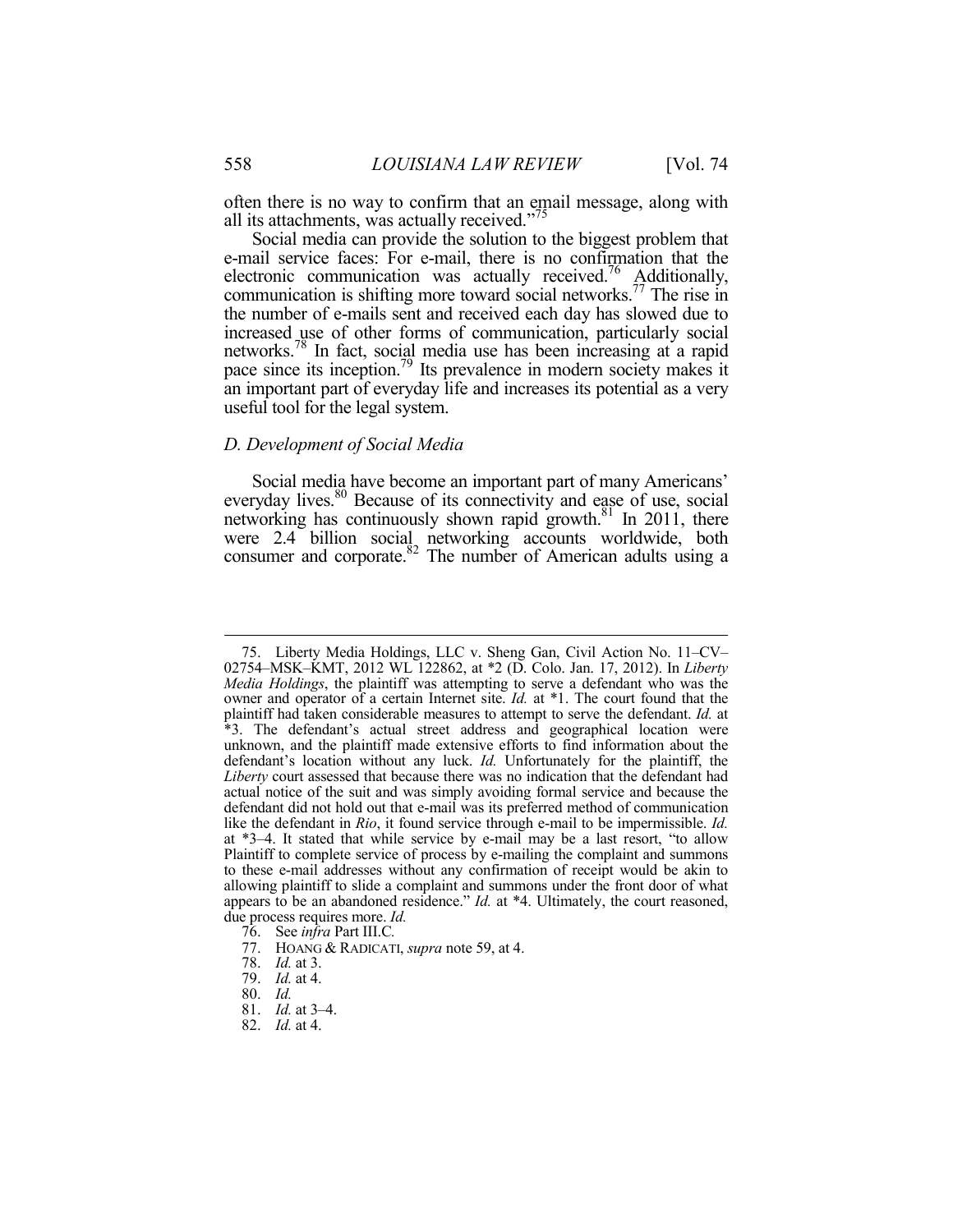often there is no way to confirm that an email message, along with all its attachments, was actually received."[75]

Social media can provide the solution to the biggest problem that e-mail service faces: For e-mail, there is no confirmation that the electronic communication was actually received.[76] Additionally, communication is shifting more toward social networks.[77] The rise in the number of e-mails sent and received each day has slowed due to increased use of other forms of communication, particularly social networks.[78] In fact, social media use has been increasing at a rapid pace since its inception.[79] Its prevalence in modern society makes it an important part of everyday life and increases its potential as a very useful tool for the legal system.

### *D. Development of Social Media*

Social media have become an important part of many Americans' everyday lives.[80] Because of its connectivity and ease of use, social networking has continuously shown rapid growth.[81] In 2011, there were 2.4 billion social networking accounts worldwide, both consumer and corporate.[82] The number of American adults using a

---

75. Liberty Media Holdings, LLC v. Sheng Gan, Civil Action No. 11–CV–02754–MSK–KMT, 2012 WL 122862, at *2 (D. Colo. Jan. 17, 2012). In *Liberty Media Holdings*, the plaintiff was attempting to serve a defendant who was the owner and operator of a certain Internet site. *Id.* at *1. The court found that the plaintiff had taken considerable measures to attempt to serve the defendant. *Id.* at *3. The defendant's actual street address and geographical location were unknown, and the plaintiff made extensive efforts to find information about the defendant's location without any luck. *Id.* Unfortunately for the plaintiff, the *Liberty* court assessed that because there was no indication that the defendant had actual notice of the suit and was simply avoiding formal service and because the defendant did not hold out that e-mail was its preferred method of communication like the defendant in *Rio*, it found service through e-mail to be impermissible. *Id.* at *3–4. It stated that while service by e-mail may be a last resort, "to allow Plaintiff to complete service of process by e-mailing the complaint and summons to these e-mail addresses without any confirmation of receipt would be akin to allowing plaintiff to slide a complaint and summons under the front door of what appears to be an abandoned residence." *Id.* at *4. Ultimately, the court reasoned, due process requires more. *Id.*

76. See *infra* Part III.C.

77. HOANG & RADICATI, *supra* note 59, at 4.

78. *Id.* at 3.

79. *Id.* at 4.

80. *Id.*

81. *Id.* at 3–4.

82. *Id.* at 4.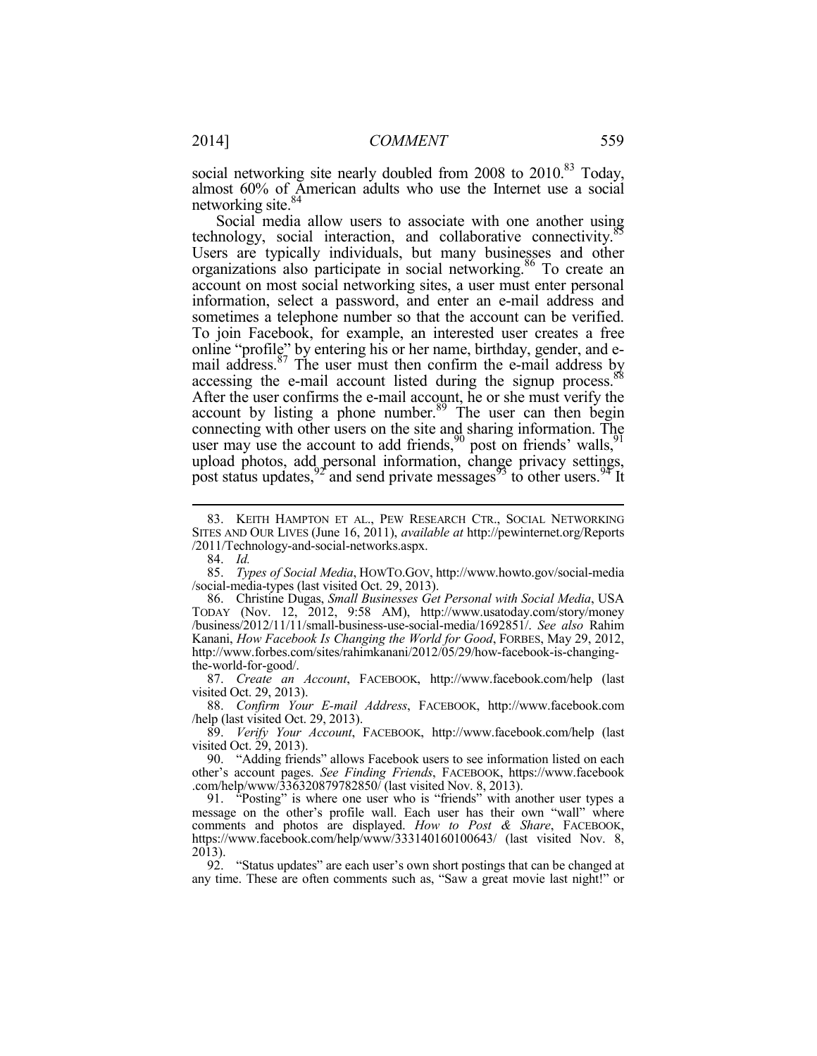social networking site nearly doubled from 2008 to 2010.[83] Today, almost 60% of American adults who use the Internet use a social networking site.[84]

Social media allow users to associate with one another using technology, social interaction, and collaborative connectivity.[85] Users are typically individuals, but many businesses and other organizations also participate in social networking.[86] To create an account on most social networking sites, a user must enter personal information, select a password, and enter an e-mail address and sometimes a telephone number so that the account can be verified. To join Facebook, for example, an interested user creates a free online "profile" by entering his or her name, birthday, gender, and e-mail address.[87] The user must then confirm the e-mail address by accessing the e-mail account listed during the signup process.[88] After the user confirms the e-mail account, he or she must verify the account by listing a phone number.[89] The user can then begin connecting with other users on the site and sharing information. The user may use the account to add friends,[90] post on friends' walls,[91] upload photos, add personal information, change privacy settings, post status updates,[92] and send private messages[93] to other users.[94] It

---

83. KEITH HAMPTON ET AL., PEW RESEARCH CTR., SOCIAL NETWORKING SITES AND OUR LIVES (June 16, 2011), *available at* http://pewinternet.org/Reports/2011/Technology-and-social-networks.aspx.

84. *Id.*

85. *Types of Social Media*, HOWTO.GOV, http://www.howto.gov/social-media/social-media-types (last visited Oct. 29, 2013).

86. Christine Dugas, *Small Businesses Get Personal with Social Media*, USA TODAY (Nov. 12, 2012, 9:58 AM), http://www.usatoday.com/story/money/business/2012/11/11/small-business-use-social-media/1692851/. *See also* Rahim Kanani, *How Facebook Is Changing the World for Good*, FORBES, May 29, 2012, http://www.forbes.com/sites/rahimkanani/2012/05/29/how-facebook-is-changing-the-world-for-good/.

87. *Create an Account*, FACEBOOK, http://www.facebook.com/help (last visited Oct. 29, 2013).

88. *Confirm Your E-mail Address*, FACEBOOK, http://www.facebook.com/help (last visited Oct. 29, 2013).

89. *Verify Your Account*, FACEBOOK, http://www.facebook.com/help (last visited Oct. 29, 2013).

90. "Adding friends" allows Facebook users to see information listed on each other's account pages. *See Finding Friends*, FACEBOOK, https://www.facebook.com/help/www/336320879782850/ (last visited Nov. 8, 2013).

91. "Posting" is where one user who is "friends" with another user types a message on the other's profile wall. Each user has their own "wall" where comments and photos are displayed. *How to Post & Share*, FACEBOOK, https://www.facebook.com/help/www/333140160100643/ (last visited Nov. 8, 2013).

92. "Status updates" are each user's own short postings that can be changed at any time. These are often comments such as, "Saw a great movie last night!" or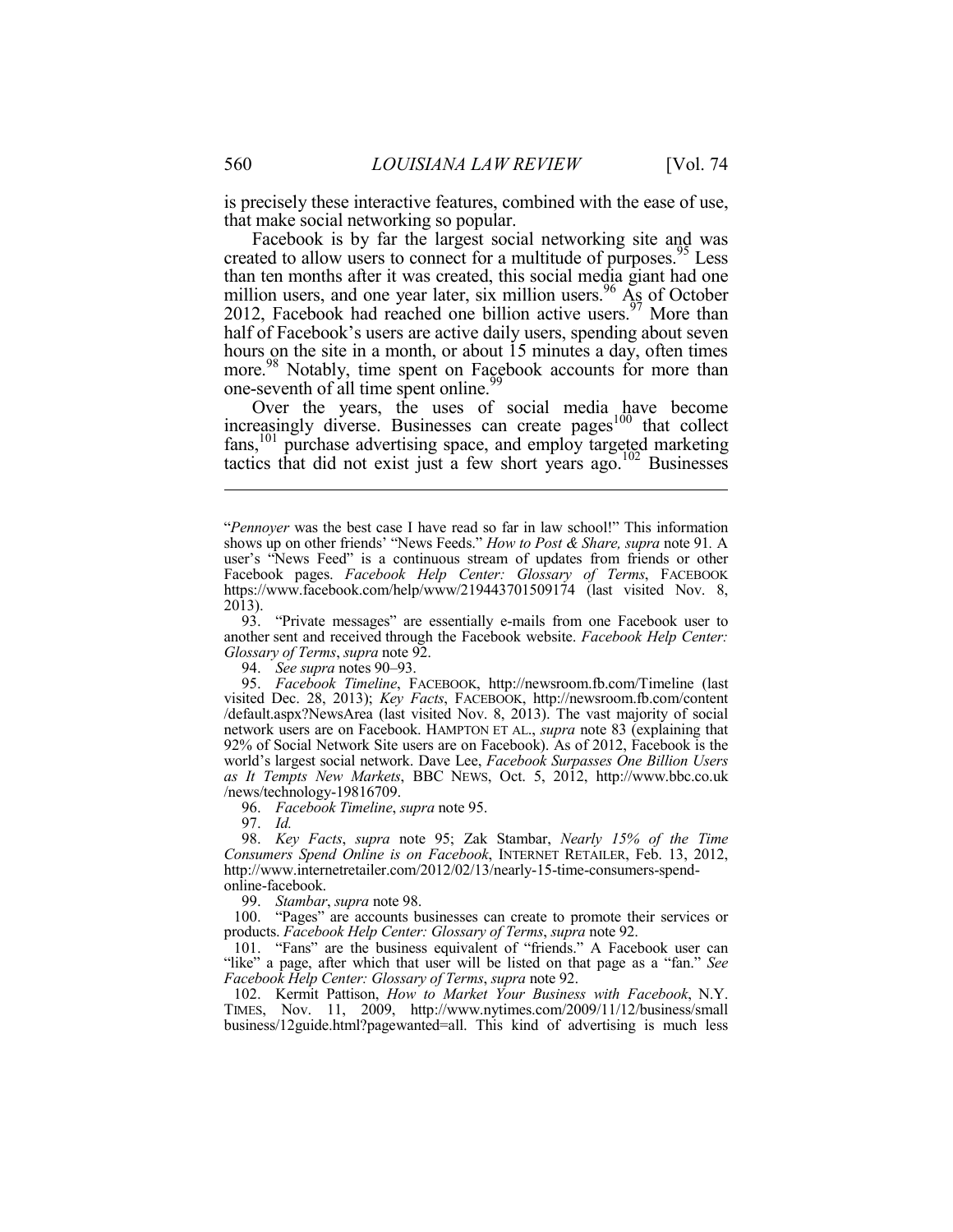is precisely these interactive features, combined with the ease of use, that make social networking so popular.

Facebook is by far the largest social networking site and was created to allow users to connect for a multitude of purposes.[95] Less than ten months after it was created, this social media giant had one million users, and one year later, six million users.[96] As of October 2012, Facebook had reached one billion active users.[97] More than half of Facebook's users are active daily users, spending about seven hours on the site in a month, or about 15 minutes a day, often times more.[98] Notably, time spent on Facebook accounts for more than one-seventh of all time spent online.[99]

Over the years, the uses of social media have become increasingly diverse. Businesses can create pages[100] that collect fans,[101] purchase advertising space, and employ targeted marketing tactics that did not exist just a few short years ago.[102] Businesses

---

"*Pennoyer* was the best case I have read so far in law school!" This information shows up on other friends' "News Feeds." *How to Post & Share, supra* note 91. A user's "News Feed" is a continuous stream of updates from friends or other Facebook pages. *Facebook Help Center: Glossary of Terms*, FACEBOOK https://www.facebook.com/help/www/219443701509174 (last visited Nov. 8, 2013).

93. "Private messages" are essentially e-mails from one Facebook user to another sent and received through the Facebook website. *Facebook Help Center: Glossary of Terms*, *supra* note 92.

94. *See supra* notes 90–93.

95. *Facebook Timeline*, FACEBOOK, http://newsroom.fb.com/Timeline (last visited Dec. 28, 2013); *Key Facts*, FACEBOOK, http://newsroom.fb.com/content/default.aspx?NewsArea (last visited Nov. 8, 2013). The vast majority of social network users are on Facebook. HAMPTON ET AL., *supra* note 83 (explaining that 92% of Social Network Site users are on Facebook). As of 2012, Facebook is the world's largest social network. Dave Lee, *Facebook Surpasses One Billion Users as It Tempts New Markets*, BBC NEWS, Oct. 5, 2012, http://www.bbc.co.uk/news/technology-19816709.

96. *Facebook Timeline*, *supra* note 95.

97. *Id.*

98. *Key Facts*, *supra* note 95; Zak Stambar, *Nearly 15% of the Time Consumers Spend Online is on Facebook*, INTERNET RETAILER, Feb. 13, 2012, http://www.internetretailer.com/2012/02/13/nearly-15-time-consumers-spend-online-facebook.

99. *Stambar*, *supra* note 98.

100. "Pages" are accounts businesses can create to promote their services or products. *Facebook Help Center: Glossary of Terms*, *supra* note 92.

101. "Fans" are the business equivalent of "friends." A Facebook user can "like" a page, after which that user will be listed on that page as a "fan." *See Facebook Help Center: Glossary of Terms*, *supra* note 92.

102. Kermit Pattison, *How to Market Your Business with Facebook*, N.Y. TIMES, Nov. 11, 2009, http://www.nytimes.com/2009/11/12/business/smallbusiness/12guide.html?pagewanted=all. This kind of advertising is much less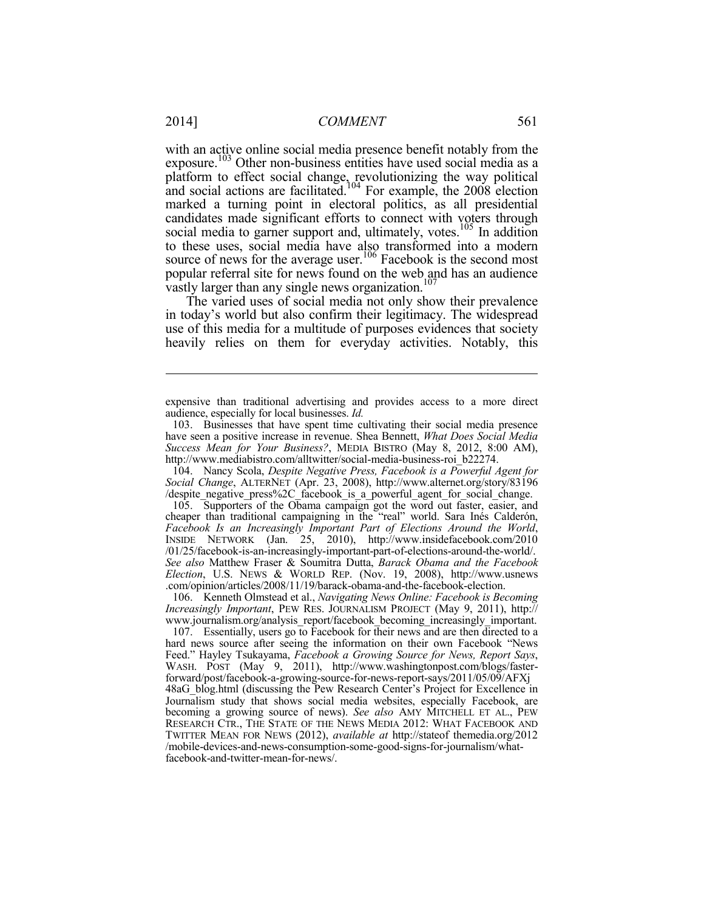with an active online social media presence benefit notably from the exposure.[103] Other non-business entities have used social media as a platform to effect social change, revolutionizing the way political and social actions are facilitated.[104] For example, the 2008 election marked a turning point in electoral politics, as all presidential candidates made significant efforts to connect with voters through social media to garner support and, ultimately, votes.[105] In addition to these uses, social media have also transformed into a modern source of news for the average user.[106] Facebook is the second most popular referral site for news found on the web and has an audience vastly larger than any single news organization.[107]

The varied uses of social media not only show their prevalence in today's world but also confirm their legitimacy. The widespread use of this media for a multitude of purposes evidences that society heavily relies on them for everyday activities. Notably, this

---

expensive than traditional advertising and provides access to a more direct audience, especially for local businesses. *Id.*

103. Businesses that have spent time cultivating their social media presence have seen a positive increase in revenue. Shea Bennett, *What Does Social Media Success Mean for Your Business?*, MEDIA BISTRO (May 8, 2012, 8:00 AM), http://www.mediabistro.com/alltwitter/social-media-business-roi_b22274.

104. Nancy Scola, *Despite Negative Press, Facebook is a Powerful Agent for Social Change*, ALTERNET (Apr. 23, 2008), http://www.alternet.org/story/83196/despite_negative_press%2C_facebook_is_a_powerful_agent_for_social_change.

105. Supporters of the Obama campaign got the word out faster, easier, and cheaper than traditional campaigning in the "real" world. Sara Inés Calderón, *Facebook Is an Increasingly Important Part of Elections Around the World*, INSIDE NETWORK (Jan. 25, 2010), http://www.insidefacebook.com/2010/01/25/facebook-is-an-increasingly-important-part-of-elections-around-the-world/. *See also* Matthew Fraser & Soumitra Dutta, *Barack Obama and the Facebook Election*, U.S. NEWS & WORLD REP. (Nov. 19, 2008), http://www.usnews.com/opinion/articles/2008/11/19/barack-obama-and-the-facebook-election.

106. Kenneth Olmstead et al., *Navigating News Online: Facebook is Becoming Increasingly Important*, PEW RES. JOURNALISM PROJECT (May 9, 2011), http://www.journalism.org/analysis_report/facebook_becoming_increasingly_important.

107. Essentially, users go to Facebook for their news and are then directed to a hard news source after seeing the information on their own Facebook "News Feed." Hayley Tsukayama, *Facebook a Growing Source for News, Report Says*, WASH. POST (May 9, 2011), http://www.washingtonpost.com/blogs/faster-forward/post/facebook-a-growing-source-for-news-report-says/2011/05/09/AFXj48aG_blog.html (discussing the Pew Research Center's Project for Excellence in Journalism study that shows social media websites, especially Facebook, are becoming a growing source of news). *See also* AMY MITCHELL ET AL., PEW RESEARCH CTR., THE STATE OF THE NEWS MEDIA 2012: WHAT FACEBOOK AND TWITTER MEAN FOR NEWS (2012), *available at* http://stateof themedia.org/2012/mobile-devices-and-news-consumption-some-good-signs-for-journalism/what-facebook-and-twitter-mean-for-news/.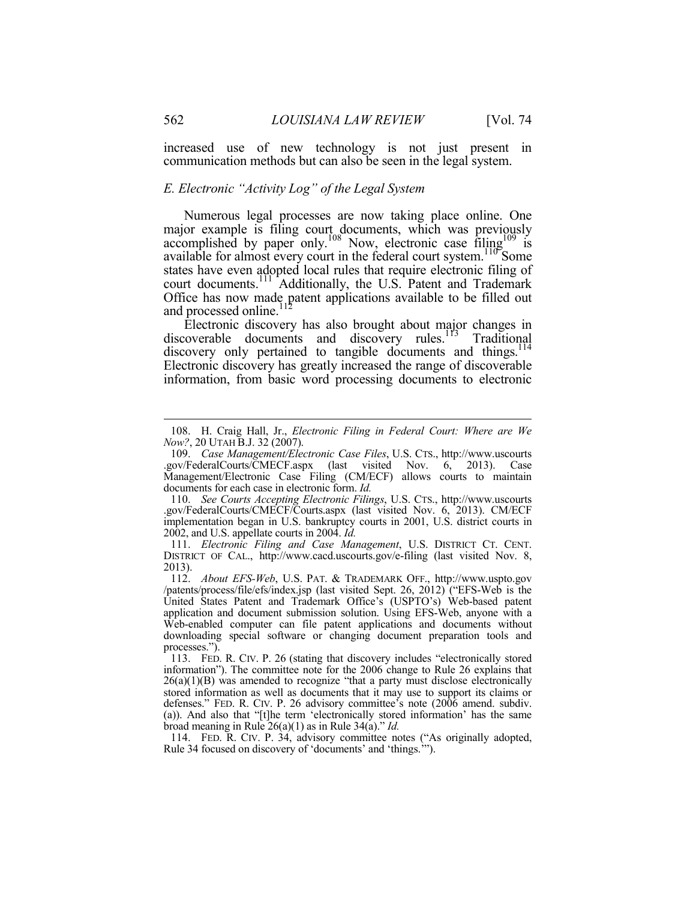increased use of new technology is not just present in communication methods but can also be seen in the legal system.

### *E. Electronic "Activity Log" of the Legal System*

Numerous legal processes are now taking place online. One major example is filing court documents, which was previously accomplished by paper only.[108] Now, electronic case filing[109] is available for almost every court in the federal court system.[110] Some states have even adopted local rules that require electronic filing of court documents.[111] Additionally, the U.S. Patent and Trademark Office has now made patent applications available to be filled out and processed online.[112]

Electronic discovery has also brought about major changes in discoverable documents and discovery rules.[113] Traditional discovery only pertained to tangible documents and things.[114] Electronic discovery has greatly increased the range of discoverable information, from basic word processing documents to electronic

---

108. H. Craig Hall, Jr., *Electronic Filing in Federal Court: Where are We Now?*, 20 UTAH B.J. 32 (2007).

109. *Case Management/Electronic Case Files*, U.S. CTS., http://www.uscourts.gov/FederalCourts/CMECF.aspx (last visited Nov. 6, 2013). Case Management/Electronic Case Filing (CM/ECF) allows courts to maintain documents for each case in electronic form. *Id.*

110. *See Courts Accepting Electronic Filings*, U.S. CTS., http://www.uscourts.gov/FederalCourts/CMECF/Courts.aspx (last visited Nov. 6, 2013). CM/ECF implementation began in U.S. bankruptcy courts in 2001, U.S. district courts in 2002, and U.S. appellate courts in 2004. *Id.*

111. *Electronic Filing and Case Management*, U.S. DISTRICT CT. CENT. DISTRICT OF CAL., http://www.cacd.uscourts.gov/e-filing (last visited Nov. 8, 2013).

112. *About EFS-Web*, U.S. PAT. & TRADEMARK OFF., http://www.uspto.gov/patents/process/file/efs/index.jsp (last visited Sept. 26, 2012) ("EFS-Web is the United States Patent and Trademark Office's (USPTO's) Web-based patent application and document submission solution. Using EFS-Web, anyone with a Web-enabled computer can file patent applications and documents without downloading special software or changing document preparation tools and processes.").

113. FED. R. CIV. P. 26 (stating that discovery includes "electronically stored information"). The committee note for the 2006 change to Rule 26 explains that 26(a)(1)(B) was amended to recognize "that a party must disclose electronically stored information as well as documents that it may use to support its claims or defenses." FED. R. CIV. P. 26 advisory committee's note (2006 amend. subdiv. (a)). And also that "[t]he term 'electronically stored information' has the same broad meaning in Rule 26(a)(1) as in Rule 34(a)." *Id.*

114. FED. R. CIV. P. 34, advisory committee notes ("As originally adopted, Rule 34 focused on discovery of 'documents' and 'things.'").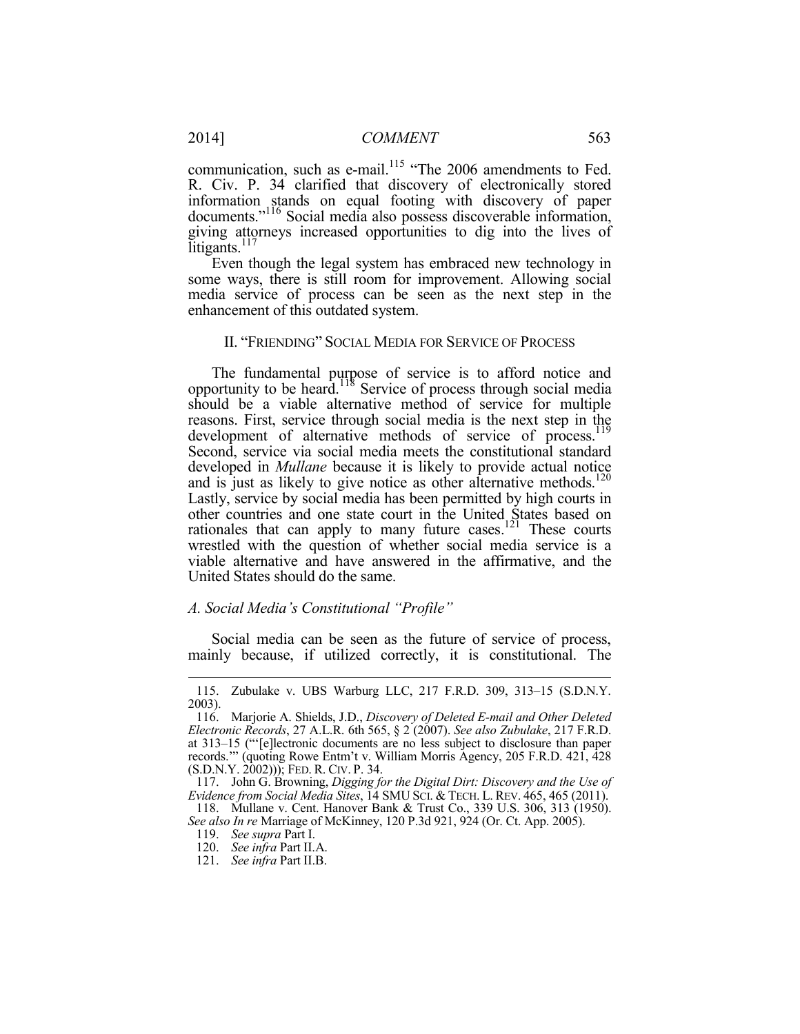communication, such as e-mail.[115] "The 2006 amendments to Fed. R. Civ. P. 34 clarified that discovery of electronically stored information stands on equal footing with discovery of paper documents."[116] Social media also possess discoverable information, giving attorneys increased opportunities to dig into the lives of litigants.[117]

Even though the legal system has embraced new technology in some ways, there is still room for improvement. Allowing social media service of process can be seen as the next step in the enhancement of this outdated system.

## II. "FRIENDING" SOCIAL MEDIA FOR SERVICE OF PROCESS

The fundamental purpose of service is to afford notice and opportunity to be heard.[118] Service of process through social media should be a viable alternative method of service for multiple reasons. First, service through social media is the next step in the development of alternative methods of service of process.[119] Second, service via social media meets the constitutional standard developed in *Mullane* because it is likely to provide actual notice and is just as likely to give notice as other alternative methods.[120] Lastly, service by social media has been permitted by high courts in other countries and one state court in the United States based on rationales that can apply to many future cases.[121] These courts wrestled with the question of whether social media service is a viable alternative and have answered in the affirmative, and the United States should do the same.

### *A. Social Media's Constitutional "Profile"*

Social media can be seen as the future of service of process, mainly because, if utilized correctly, it is constitutional. The

---

115. Zubulake v. UBS Warburg LLC, 217 F.R.D. 309, 313–15 (S.D.N.Y. 2003).

116. Marjorie A. Shields, J.D., *Discovery of Deleted E-mail and Other Deleted Electronic Records*, 27 A.L.R. 6th 565, § 2 (2007). *See also Zubulake*, 217 F.R.D. at 313–15 ("'[e]lectronic documents are no less subject to disclosure than paper records.'" (quoting Rowe Entm't v. William Morris Agency, 205 F.R.D. 421, 428 (S.D.N.Y. 2002))); FED. R. CIV. P. 34.

117. John G. Browning, *Digging for the Digital Dirt: Discovery and the Use of Evidence from Social Media Sites*, 14 SMU SCI. & TECH. L. REV. 465, 465 (2011).

118. Mullane v. Cent. Hanover Bank & Trust Co., 339 U.S. 306, 313 (1950). *See also In re* Marriage of McKinney, 120 P.3d 921, 924 (Or. Ct. App. 2005).

119. *See supra* Part I.

120. *See infra* Part II.A.

121. *See infra* Part II.B.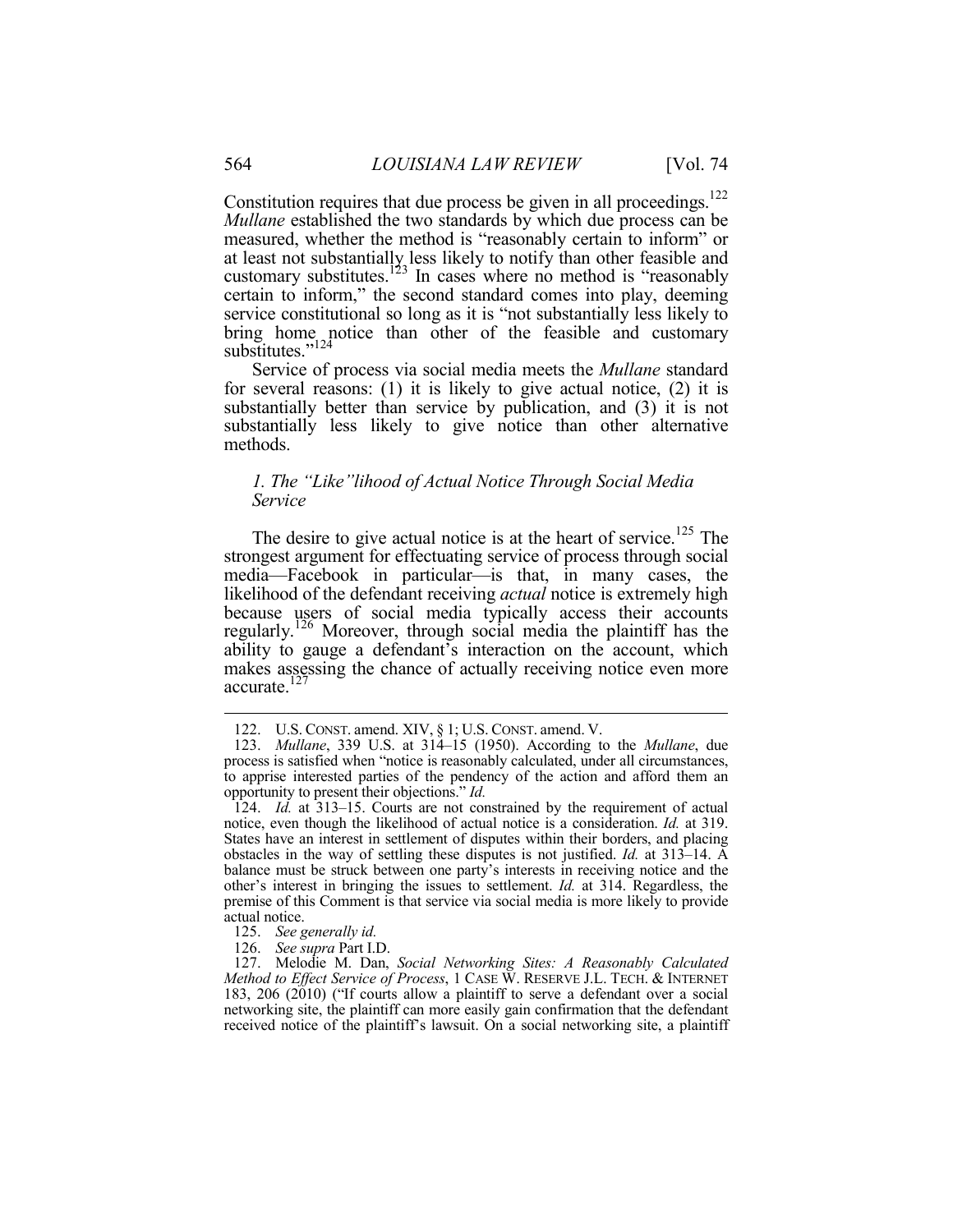Constitution requires that due process be given in all proceedings.[122] *Mullane* established the two standards by which due process can be measured, whether the method is "reasonably certain to inform" or at least not substantially less likely to notify than other feasible and customary substitutes.[123] In cases where no method is "reasonably certain to inform," the second standard comes into play, deeming service constitutional so long as it is "not substantially less likely to bring home notice than other of the feasible and customary substitutes."[124]

Service of process via social media meets the *Mullane* standard for several reasons: (1) it is likely to give actual notice, (2) it is substantially better than service by publication, and (3) it is not substantially less likely to give notice than other alternative methods.

### *1. The "Like"lihood of Actual Notice Through Social Media Service*

The desire to give actual notice is at the heart of service.[125] The strongest argument for effectuating service of process through social media—Facebook in particular—is that, in many cases, the likelihood of the defendant receiving *actual* notice is extremely high because users of social media typically access their accounts regularly.[126] Moreover, through social media the plaintiff has the ability to gauge a defendant's interaction on the account, which makes assessing the chance of actually receiving notice even more accurate.[127]

---

122. U.S. CONST. amend. XIV, § 1; U.S. CONST. amend. V.

123. *Mullane*, 339 U.S. at 314–15 (1950). According to the *Mullane*, due process is satisfied when "notice is reasonably calculated, under all circumstances, to apprise interested parties of the pendency of the action and afford them an opportunity to present their objections." *Id.*

124. *Id.* at 313–15. Courts are not constrained by the requirement of actual notice, even though the likelihood of actual notice is a consideration. *Id.* at 319. States have an interest in settlement of disputes within their borders, and placing obstacles in the way of settling these disputes is not justified. *Id.* at 313–14. A balance must be struck between one party's interests in receiving notice and the other's interest in bringing the issues to settlement. *Id.* at 314. Regardless, the premise of this Comment is that service via social media is more likely to provide actual notice.

125. *See generally id.*

126. *See supra* Part I.D.

127. Melodie M. Dan, *Social Networking Sites: A Reasonably Calculated Method to Effect Service of Process*, 1 CASE W. RESERVE J.L. TECH. & INTERNET 183, 206 (2010) ("If courts allow a plaintiff to serve a defendant over a social networking site, the plaintiff can more easily gain confirmation that the defendant received notice of the plaintiff's lawsuit. On a social networking site, a plaintiff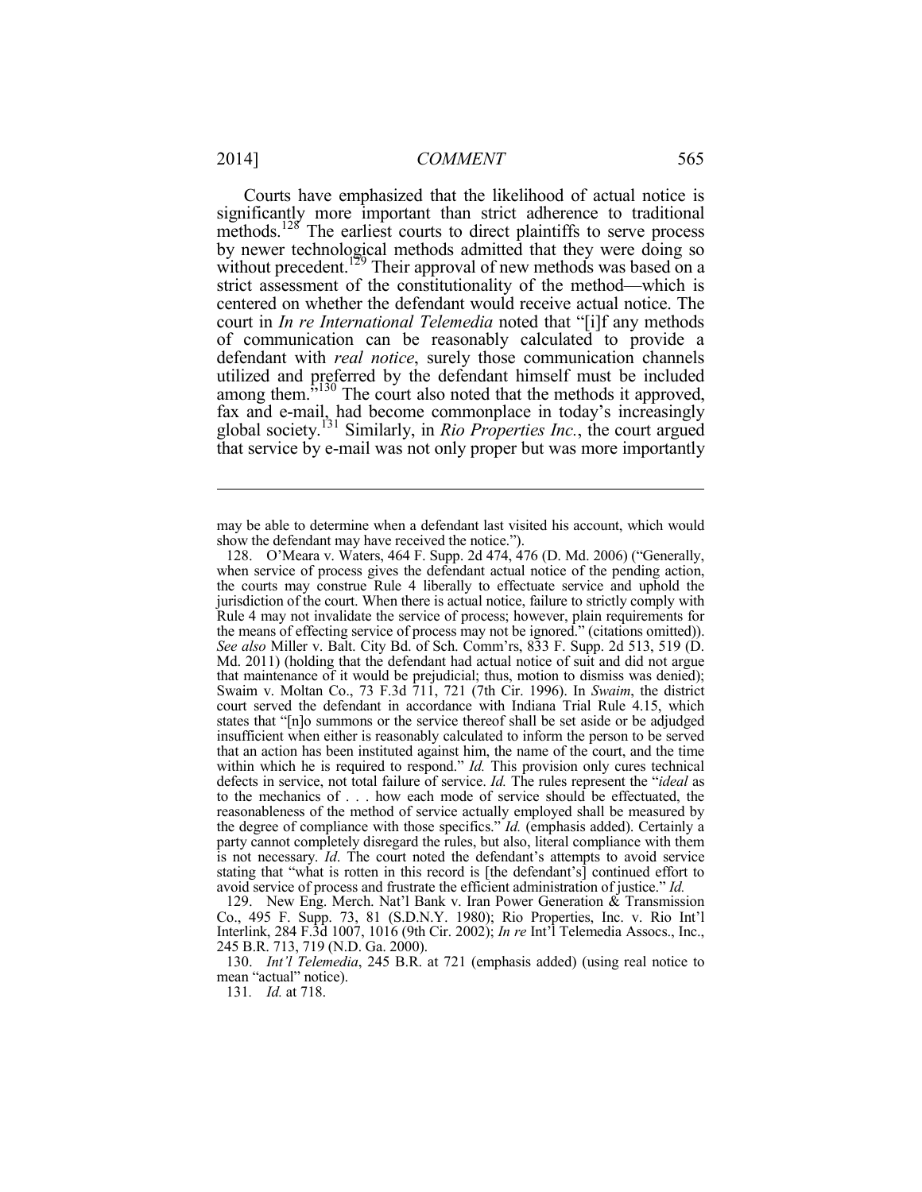Courts have emphasized that the likelihood of actual notice is significantly more important than strict adherence to traditional methods.[128] The earliest courts to direct plaintiffs to serve process by newer technological methods admitted that they were doing so without precedent.[129] Their approval of new methods was based on a strict assessment of the constitutionality of the method—which is centered on whether the defendant would receive actual notice. The court in *In re International Telemedia* noted that "[i]f any methods of communication can be reasonably calculated to provide a defendant with *real notice*, surely those communication channels utilized and preferred by the defendant himself must be included among them."[130] The court also noted that the methods it approved, fax and e-mail, had become commonplace in today's increasingly global society.[131] Similarly, in *Rio Properties Inc.*, the court argued that service by e-mail was not only proper but was more importantly

---

may be able to determine when a defendant last visited his account, which would show the defendant may have received the notice.").

128. O'Meara v. Waters, 464 F. Supp. 2d 474, 476 (D. Md. 2006) ("Generally, when service of process gives the defendant actual notice of the pending action, the courts may construe Rule 4 liberally to effectuate service and uphold the jurisdiction of the court. When there is actual notice, failure to strictly comply with Rule 4 may not invalidate the service of process; however, plain requirements for the means of effecting service of process may not be ignored." (citations omitted)). *See also* Miller v. Balt. City Bd. of Sch. Comm'rs, 833 F. Supp. 2d 513, 519 (D. Md. 2011) (holding that the defendant had actual notice of suit and did not argue that maintenance of it would be prejudicial; thus, motion to dismiss was denied); Swaim v. Moltan Co., 73 F.3d 711, 721 (7th Cir. 1996). In *Swaim*, the district court served the defendant in accordance with Indiana Trial Rule 4.15, which states that "[n]o summons or the service thereof shall be set aside or be adjudged insufficient when either is reasonably calculated to inform the person to be served that an action has been instituted against him, the name of the court, and the time within which he is required to respond." *Id.* This provision only cures technical defects in service, not total failure of service. *Id.* The rules represent the "*ideal* as to the mechanics of . . . how each mode of service should be effectuated, the reasonableness of the method of service actually employed shall be measured by the degree of compliance with those specifics." *Id.* (emphasis added). Certainly a party cannot completely disregard the rules, but also, literal compliance with them is not necessary. *Id*. The court noted the defendant's attempts to avoid service stating that "what is rotten in this record is [the defendant's] continued effort to avoid service of process and frustrate the efficient administration of justice." *Id.*

129. New Eng. Merch. Nat'l Bank v. Iran Power Generation & Transmission Co., 495 F. Supp. 73, 81 (S.D.N.Y. 1980); Rio Properties, Inc. v. Rio Int'l Interlink, 284 F.3d 1007, 1016 (9th Cir. 2002); *In re* Int'l Telemedia Assocs., Inc., 245 B.R. 713, 719 (N.D. Ga. 2000).

130. *Int'l Telemedia*, 245 B.R. at 721 (emphasis added) (using real notice to mean "actual" notice).

131. *Id.* at 718.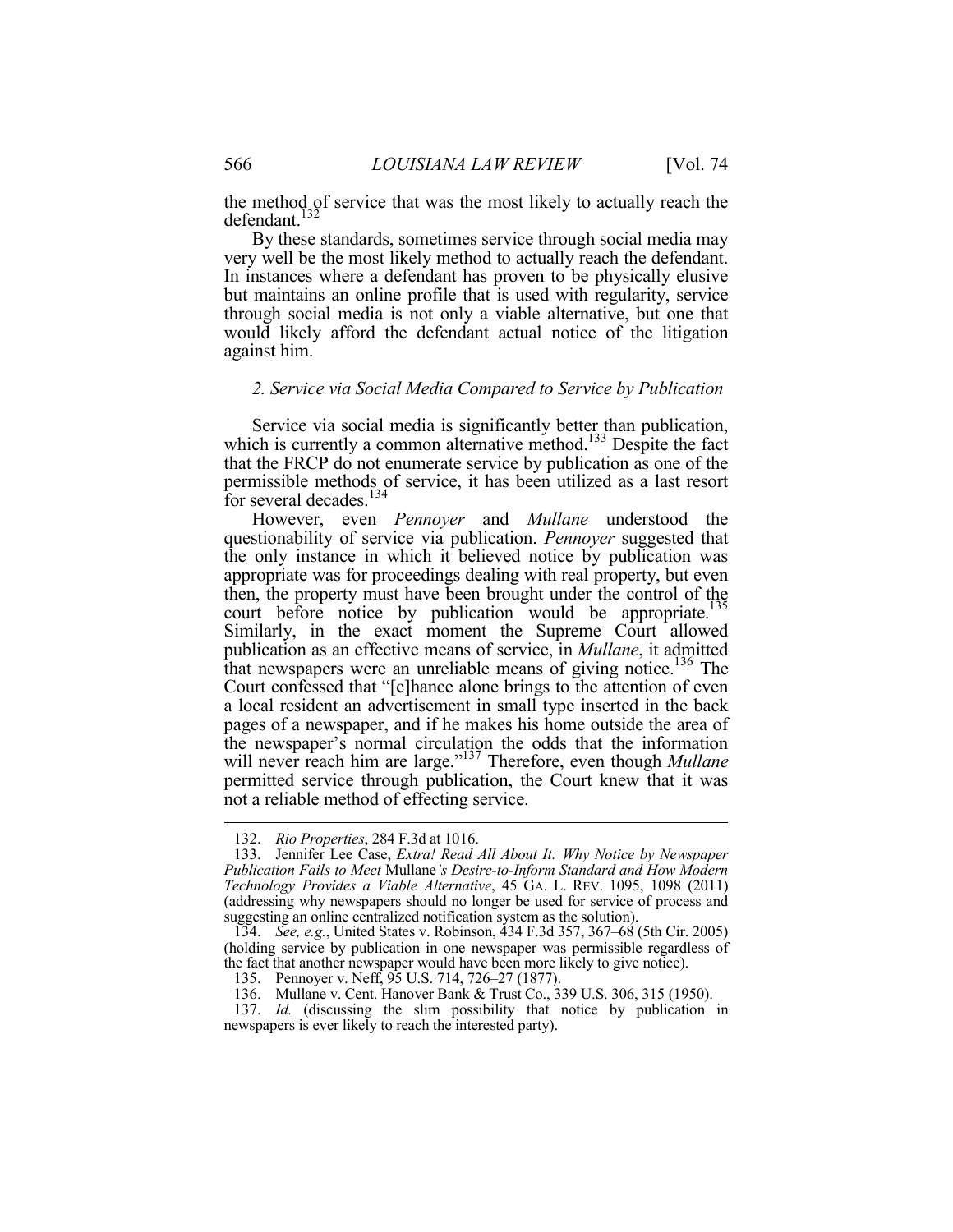the method of service that was the most likely to actually reach the defendant.[132]

By these standards, sometimes service through social media may very well be the most likely method to actually reach the defendant. In instances where a defendant has proven to be physically elusive but maintains an online profile that is used with regularity, service through social media is not only a viable alternative, but one that would likely afford the defendant actual notice of the litigation against him.

### *2. Service via Social Media Compared to Service by Publication*

Service via social media is significantly better than publication, which is currently a common alternative method.[133] Despite the fact that the FRCP do not enumerate service by publication as one of the permissible methods of service, it has been utilized as a last resort for several decades.[134]

However, even *Pennoyer* and *Mullane* understood the questionability of service via publication. *Pennoyer* suggested that the only instance in which it believed notice by publication was appropriate was for proceedings dealing with real property, but even then, the property must have been brought under the control of the court before notice by publication would be appropriate.[135] Similarly, in the exact moment the Supreme Court allowed publication as an effective means of service, in *Mullane*, it admitted that newspapers were an unreliable means of giving notice.[136] The Court confessed that "[c]hance alone brings to the attention of even a local resident an advertisement in small type inserted in the back pages of a newspaper, and if he makes his home outside the area of the newspaper's normal circulation the odds that the information will never reach him are large."[137] Therefore, even though *Mullane* permitted service through publication, the Court knew that it was not a reliable method of effecting service.

---

132. *Rio Properties*, 284 F.3d at 1016.

133. Jennifer Lee Case, *Extra! Read All About It: Why Notice by Newspaper Publication Fails to Meet* Mullane*'s Desire-to-Inform Standard and How Modern Technology Provides a Viable Alternative*, 45 GA. L. REV. 1095, 1098 (2011) (addressing why newspapers should no longer be used for service of process and suggesting an online centralized notification system as the solution).

134. *See, e.g.*, United States v. Robinson, 434 F.3d 357, 367–68 (5th Cir. 2005) (holding service by publication in one newspaper was permissible regardless of the fact that another newspaper would have been more likely to give notice).

135. Pennoyer v. Neff, 95 U.S. 714, 726–27 (1877).

136. Mullane v. Cent. Hanover Bank & Trust Co., 339 U.S. 306, 315 (1950).

137. *Id.* (discussing the slim possibility that notice by publication in newspapers is ever likely to reach the interested party).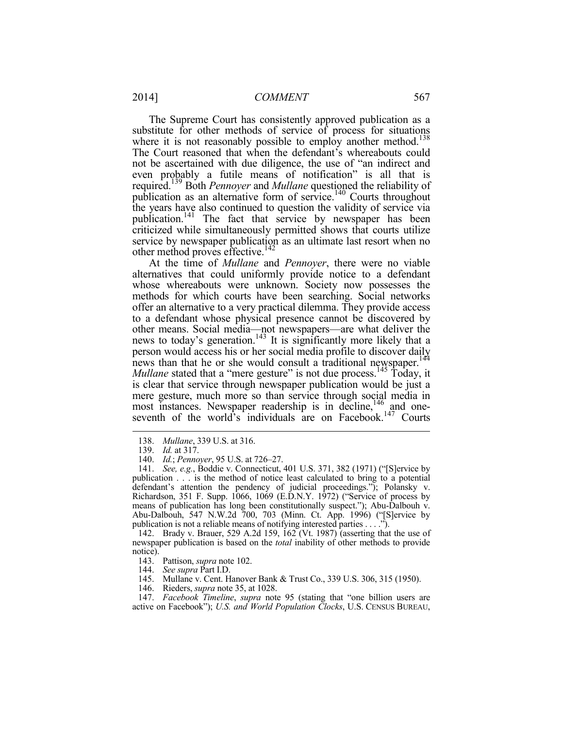The Supreme Court has consistently approved publication as a substitute for other methods of service of process for situations where it is not reasonably possible to employ another method.[138] The Court reasoned that when the defendant's whereabouts could not be ascertained with due diligence, the use of "an indirect and even probably a futile means of notification" is all that is required.[139] Both *Pennoyer* and *Mullane* questioned the reliability of publication as an alternative form of service.[140] Courts throughout the years have also continued to question the validity of service via publication.[141] The fact that service by newspaper has been criticized while simultaneously permitted shows that courts utilize service by newspaper publication as an ultimate last resort when no other method proves effective.[142]

At the time of *Mullane* and *Pennoyer*, there were no viable alternatives that could uniformly provide notice to a defendant whose whereabouts were unknown. Society now possesses the methods for which courts have been searching. Social networks offer an alternative to a very practical dilemma. They provide access to a defendant whose physical presence cannot be discovered by other means. Social media—not newspapers—are what deliver the news to today's generation.[143] It is significantly more likely that a person would access his or her social media profile to discover daily news than that he or she would consult a traditional newspaper.[144] *Mullane* stated that a "mere gesture" is not due process.[145] Today, it is clear that service through newspaper publication would be just a mere gesture, much more so than service through social media in most instances. Newspaper readership is in decline,[146] and one-seventh of the world's individuals are on Facebook.[147] Courts

---

138. *Mullane*, 339 U.S. at 316.

139. *Id.* at 317.

140. *Id.*; *Pennoyer*, 95 U.S. at 726–27.

141. *See, e.g.*, Boddie v. Connecticut, 401 U.S. 371, 382 (1971) ("[S]ervice by publication . . . is the method of notice least calculated to bring to a potential defendant's attention the pendency of judicial proceedings."); Polansky v. Richardson, 351 F. Supp. 1066, 1069 (E.D.N.Y. 1972) ("Service of process by means of publication has long been constitutionally suspect."); Abu-Dalbouh v. Abu-Dalbouh, 547 N.W.2d 700, 703 (Minn. Ct. App. 1996) ("[S]ervice by publication is not a reliable means of notifying interested parties . . . .").

142. Brady v. Brauer, 529 A.2d 159, 162 (Vt. 1987) (asserting that the use of newspaper publication is based on the *total* inability of other methods to provide notice).

143. Pattison, *supra* note 102.

144. *See supra* Part I.D.

145. Mullane v. Cent. Hanover Bank & Trust Co., 339 U.S. 306, 315 (1950).

146. Rieders, *supra* note 35, at 1028.

147. *Facebook Timeline*, *supra* note 95 (stating that "one billion users are active on Facebook"); *U.S. and World Population Clocks*, U.S. CENSUS BUREAU,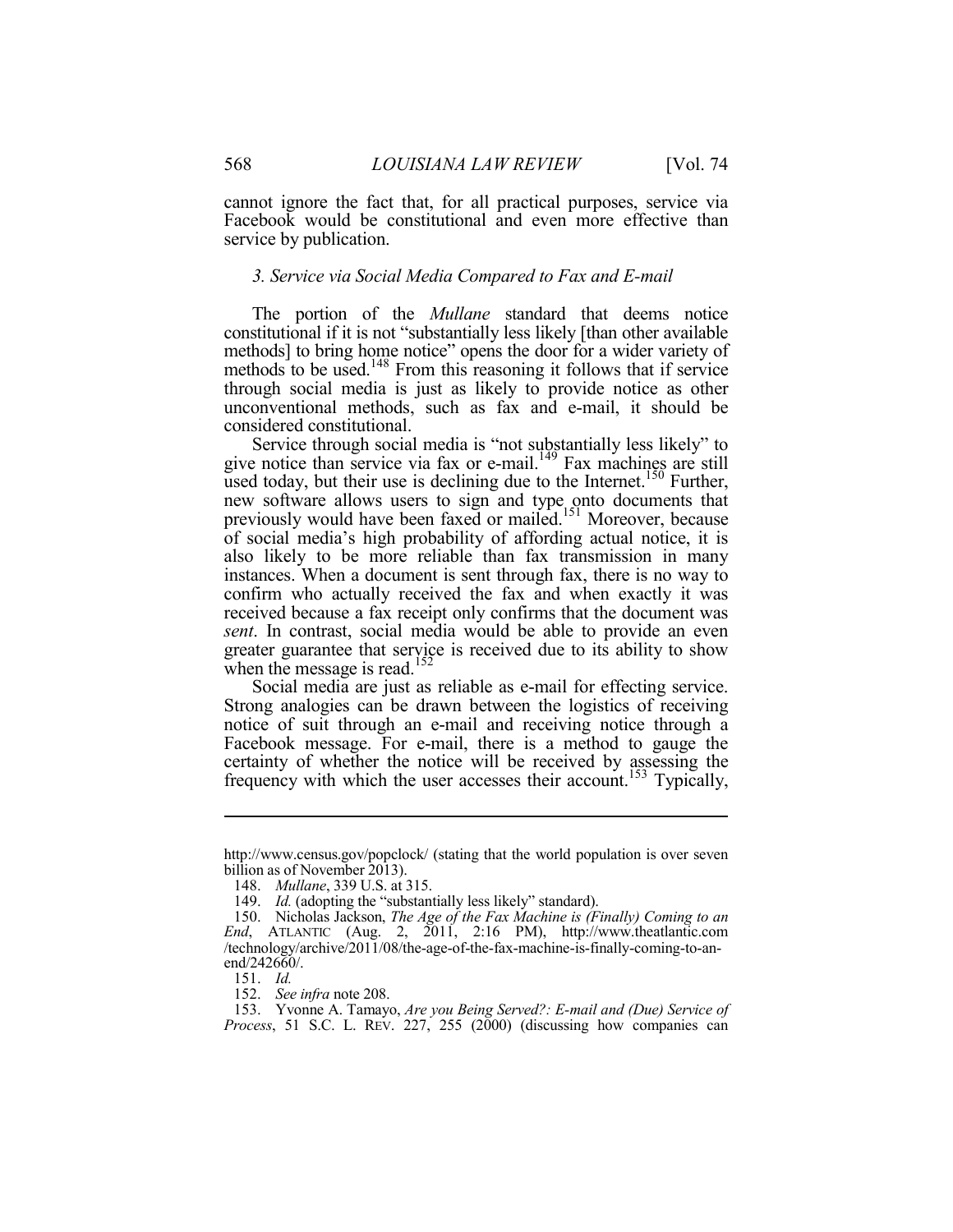cannot ignore the fact that, for all practical purposes, service via Facebook would be constitutional and even more effective than service by publication.

### *3. Service via Social Media Compared to Fax and E-mail*

The portion of the *Mullane* standard that deems notice constitutional if it is not "substantially less likely [than other available methods] to bring home notice" opens the door for a wider variety of methods to be used.[148] From this reasoning it follows that if service through social media is just as likely to provide notice as other unconventional methods, such as fax and e-mail, it should be considered constitutional.

Service through social media is "not substantially less likely" to give notice than service via fax or e-mail.[149] Fax machines are still used today, but their use is declining due to the Internet.[150] Further, new software allows users to sign and type onto documents that previously would have been faxed or mailed.[151] Moreover, because of social media's high probability of affording actual notice, it is also likely to be more reliable than fax transmission in many instances. When a document is sent through fax, there is no way to confirm who actually received the fax and when exactly it was received because a fax receipt only confirms that the document was *sent*. In contrast, social media would be able to provide an even greater guarantee that service is received due to its ability to show when the message is read.[152]

Social media are just as reliable as e-mail for effecting service. Strong analogies can be drawn between the logistics of receiving notice of suit through an e-mail and receiving notice through a Facebook message. For e-mail, there is a method to gauge the certainty of whether the notice will be received by assessing the frequency with which the user accesses their account.[153] Typically,

---

http://www.census.gov/popclock/ (stating that the world population is over seven billion as of November 2013).

148. *Mullane*, 339 U.S. at 315.

149. *Id.* (adopting the "substantially less likely" standard).

150. Nicholas Jackson, *The Age of the Fax Machine is (Finally) Coming to an End*, ATLANTIC (Aug. 2, 2011, 2:16 PM), http://www.theatlantic.com/technology/archive/2011/08/the-age-of-the-fax-machine-is-finally-coming-to-an-end/242660/.

151. *Id.*

152. *See infra* note 208.

153. Yvonne A. Tamayo, *Are you Being Served?: E-mail and (Due) Service of Process*, 51 S.C. L. REV. 227, 255 (2000) (discussing how companies can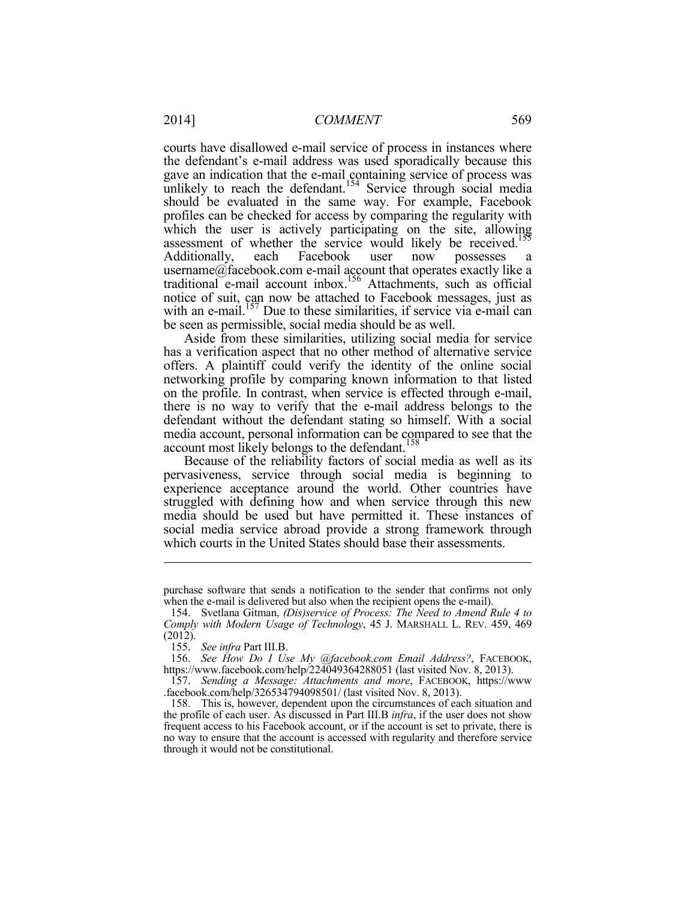courts have disallowed e-mail service of process in instances where the defendant's e-mail address was used sporadically because this gave an indication that the e-mail containing service of process was unlikely to reach the defendant.[154] Service through social media should be evaluated in the same way. For example, Facebook profiles can be checked for access by comparing the regularity with which the user is actively participating on the site, allowing assessment of whether the service would likely be received.[155] Additionally, each Facebook user now possesses a username@facebook.com e-mail account that operates exactly like a traditional e-mail account inbox.[156] Attachments, such as official notice of suit, can now be attached to Facebook messages, just as with an e-mail.[157] Due to these similarities, if service via e-mail can be seen as permissible, social media should be as well.

Aside from these similarities, utilizing social media for service has a verification aspect that no other method of alternative service offers. A plaintiff could verify the identity of the online social networking profile by comparing known information to that listed on the profile. In contrast, when service is effected through e-mail, there is no way to verify that the e-mail address belongs to the defendant without the defendant stating so himself. With a social media account, personal information can be compared to see that the account most likely belongs to the defendant.[158]

Because of the reliability factors of social media as well as its pervasiveness, service through social media is beginning to experience acceptance around the world. Other countries have struggled with defining how and when service through this new media should be used but have permitted it. These instances of social media service abroad provide a strong framework through which courts in the United States should base their assessments.

---

purchase software that sends a notification to the sender that confirms not only when the e-mail is delivered but also when the recipient opens the e-mail).

154. Svetlana Gitman, *(Dis)service of Process: The Need to Amend Rule 4 to Comply with Modern Usage of Technology*, 45 J. MARSHALL L. REV. 459, 469 (2012).

155. *See infra* Part III.B.

156. *See How Do I Use My @facebook.com Email Address?*, FACEBOOK, https://www.facebook.com/help/224049364288051 (last visited Nov. 8, 2013).

157. *Sending a Message: Attachments and more*, FACEBOOK, https://www.facebook.com/help/326534794098501/ (last visited Nov. 8, 2013).

158. This is, however, dependent upon the circumstances of each situation and the profile of each user. As discussed in Part III.B *infra*, if the user does not show frequent access to his Facebook account, or if the account is set to private, there is no way to ensure that the account is accessed with regularity and therefore service through it would not be constitutional.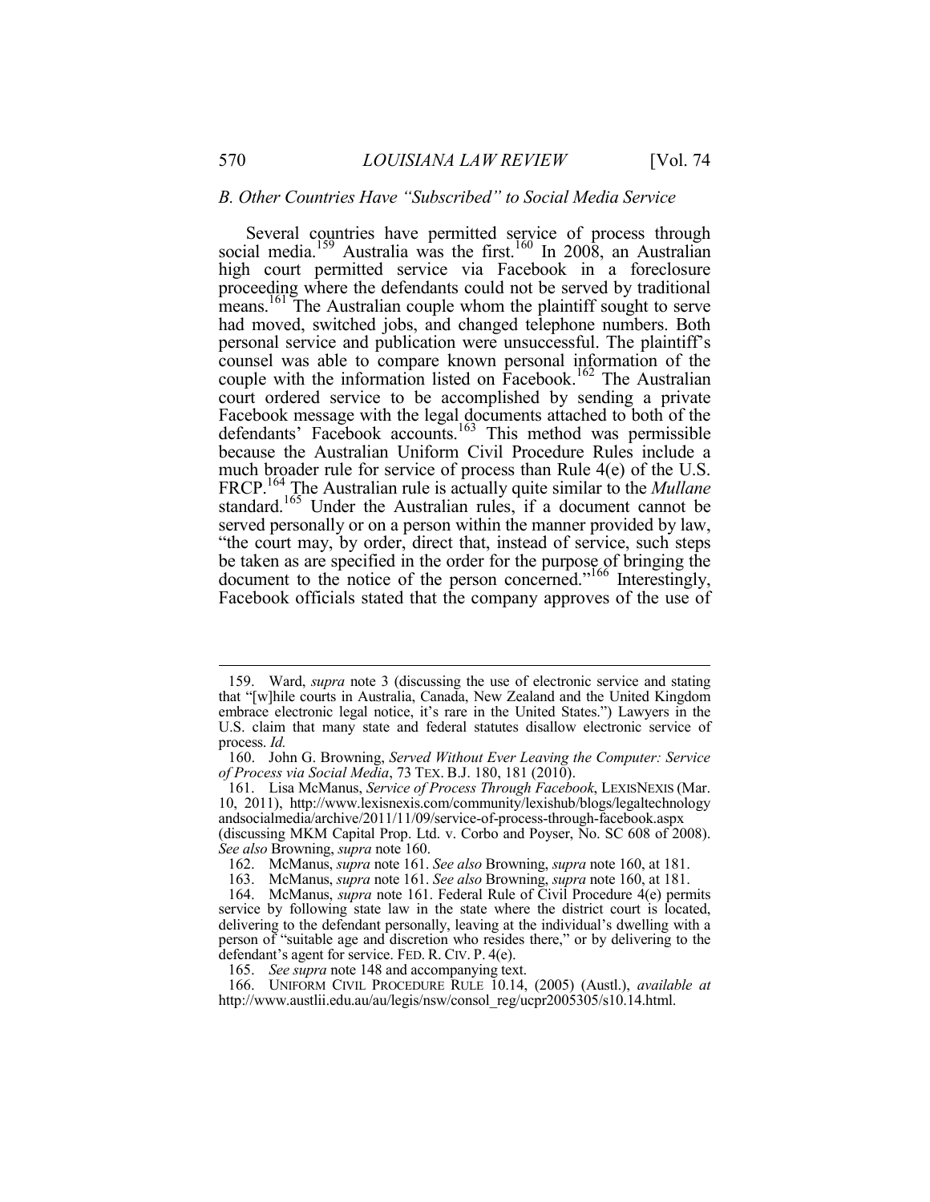### *B. Other Countries Have "Subscribed" to Social Media Service*

Several countries have permitted service of process through social media.[159] Australia was the first.[160] In 2008, an Australian high court permitted service via Facebook in a foreclosure proceeding where the defendants could not be served by traditional means.[161] The Australian couple whom the plaintiff sought to serve had moved, switched jobs, and changed telephone numbers. Both personal service and publication were unsuccessful. The plaintiff's counsel was able to compare known personal information of the couple with the information listed on Facebook.[162] The Australian court ordered service to be accomplished by sending a private Facebook message with the legal documents attached to both of the defendants' Facebook accounts.[163] This method was permissible because the Australian Uniform Civil Procedure Rules include a much broader rule for service of process than Rule 4(e) of the U.S. FRCP.[164] The Australian rule is actually quite similar to the *Mullane* standard.[165] Under the Australian rules, if a document cannot be served personally or on a person within the manner provided by law, "the court may, by order, direct that, instead of service, such steps be taken as are specified in the order for the purpose of bringing the document to the notice of the person concerned."[166] Interestingly, Facebook officials stated that the company approves of the use of

---

159. Ward, *supra* note 3 (discussing the use of electronic service and stating that "[w]hile courts in Australia, Canada, New Zealand and the United Kingdom embrace electronic legal notice, it's rare in the United States.") Lawyers in the U.S. claim that many state and federal statutes disallow electronic service of process. *Id.*

160. John G. Browning, *Served Without Ever Leaving the Computer: Service of Process via Social Media*, 73 TEX. B.J. 180, 181 (2010).

161. Lisa McManus, *Service of Process Through Facebook*, LEXISNEXIS (Mar. 10, 2011), http://www.lexisnexis.com/community/lexishub/blogs/legaltechnology andsocialmedia/archive/2011/11/09/service-of-process-through-facebook.aspx (discussing MKM Capital Prop. Ltd. v. Corbo and Poyser, No. SC 608 of 2008). *See also* Browning, *supra* note 160.

162. McManus, *supra* note 161. *See also* Browning, *supra* note 160, at 181.

163. McManus, *supra* note 161. *See also* Browning, *supra* note 160, at 181.

164. McManus, *supra* note 161. Federal Rule of Civil Procedure 4(e) permits service by following state law in the state where the district court is located, delivering to the defendant personally, leaving at the individual's dwelling with a person of "suitable age and discretion who resides there," or by delivering to the defendant's agent for service. FED. R. CIV. P. 4(e).

165. *See supra* note 148 and accompanying text.

166. UNIFORM CIVIL PROCEDURE RULE 10.14, (2005) (Austl.), *available at* http://www.austlii.edu.au/au/legis/nsw/consol_reg/ucpr2005305/s10.14.html.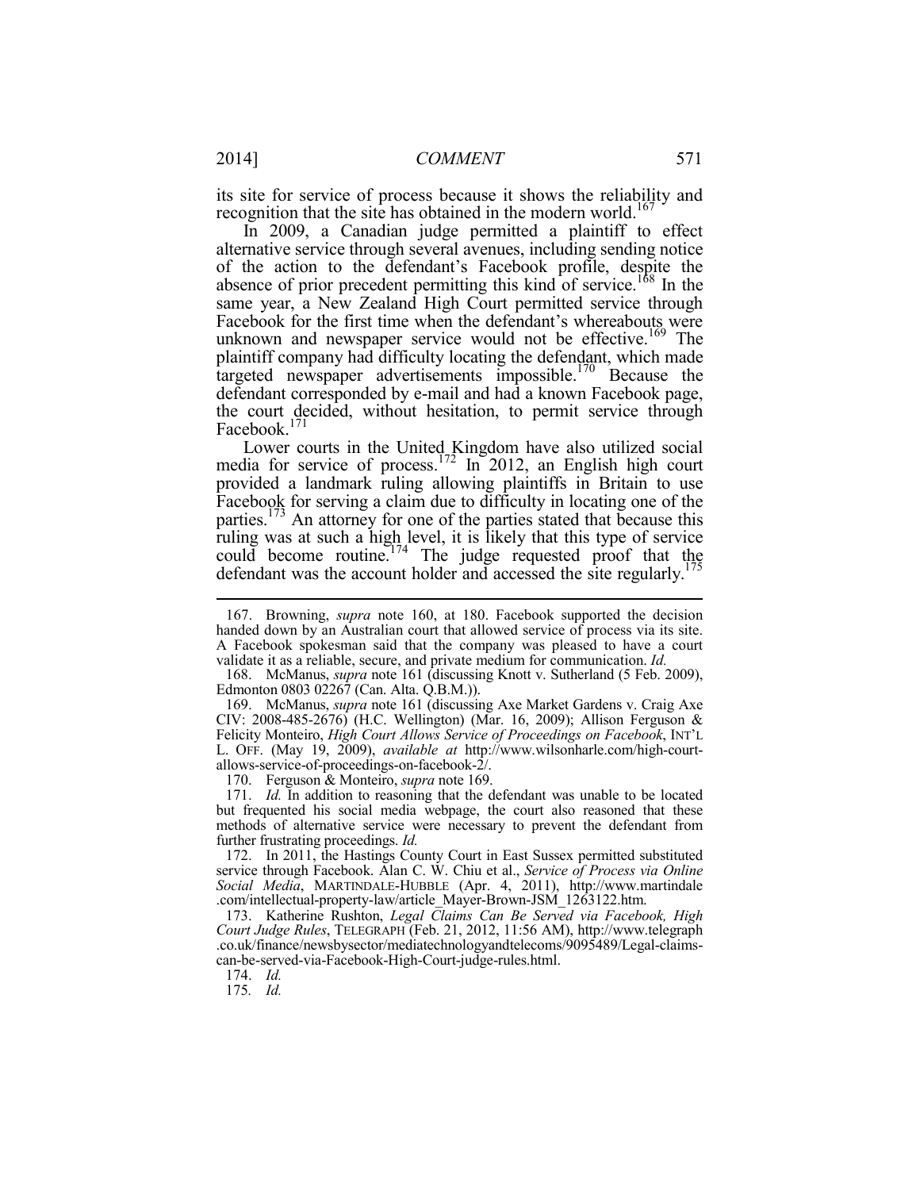its site for service of process because it shows the reliability and recognition that the site has obtained in the modern world.[167]

In 2009, a Canadian judge permitted a plaintiff to effect alternative service through several avenues, including sending notice of the action to the defendant's Facebook profile, despite the absence of prior precedent permitting this kind of service.[168] In the same year, a New Zealand High Court permitted service through Facebook for the first time when the defendant's whereabouts were unknown and newspaper service would not be effective.[169] The plaintiff company had difficulty locating the defendant, which made targeted newspaper advertisements impossible.[170] Because the defendant corresponded by e-mail and had a known Facebook page, the court decided, without hesitation, to permit service through Facebook.[171]

Lower courts in the United Kingdom have also utilized social media for service of process.[172] In 2012, an English high court provided a landmark ruling allowing plaintiffs in Britain to use Facebook for serving a claim due to difficulty in locating one of the parties.[173] An attorney for one of the parties stated that because this ruling was at such a high level, it is likely that this type of service could become routine.[174] The judge requested proof that the defendant was the account holder and accessed the site regularly.[175]

---

167. Browning, *supra* note 160, at 180. Facebook supported the decision handed down by an Australian court that allowed service of process via its site. A Facebook spokesman said that the company was pleased to have a court validate it as a reliable, secure, and private medium for communication. *Id.*

168. McManus, *supra* note 161 (discussing Knott v. Sutherland (5 Feb. 2009), Edmonton 0803 02267 (Can. Alta. Q.B.M.)).

169. McManus, *supra* note 161 (discussing Axe Market Gardens v. Craig Axe CIV: 2008-485-2676) (H.C. Wellington) (Mar. 16, 2009); Allison Ferguson & Felicity Monteiro, *High Court Allows Service of Proceedings on Facebook*, INT'L L. OFF. (May 19, 2009), *available at* http://www.wilsonharle.com/high-court-allows-service-of-proceedings-on-facebook-2/.

170. Ferguson & Monteiro, *supra* note 169.

171. *Id.* In addition to reasoning that the defendant was unable to be located but frequented his social media webpage, the court also reasoned that these methods of alternative service were necessary to prevent the defendant from further frustrating proceedings. *Id.*

172. In 2011, the Hastings County Court in East Sussex permitted substituted service through Facebook. Alan C. W. Chiu et al., *Service of Process via Online Social Media*, MARTINDALE-HUBBLE (Apr. 4, 2011), http://www.martindale.com/intellectual-property-law/article_Mayer-Brown-JSM_1263122.htm.

173. Katherine Rushton, *Legal Claims Can Be Served via Facebook, High Court Judge Rules*, TELEGRAPH (Feb. 21, 2012, 11:56 AM), http://www.telegraph.co.uk/finance/newsbysector/mediatechnologyandtelecoms/9095489/Legal-claims-can-be-served-via-Facebook-High-Court-judge-rules.html.

174. *Id.*

175. *Id.*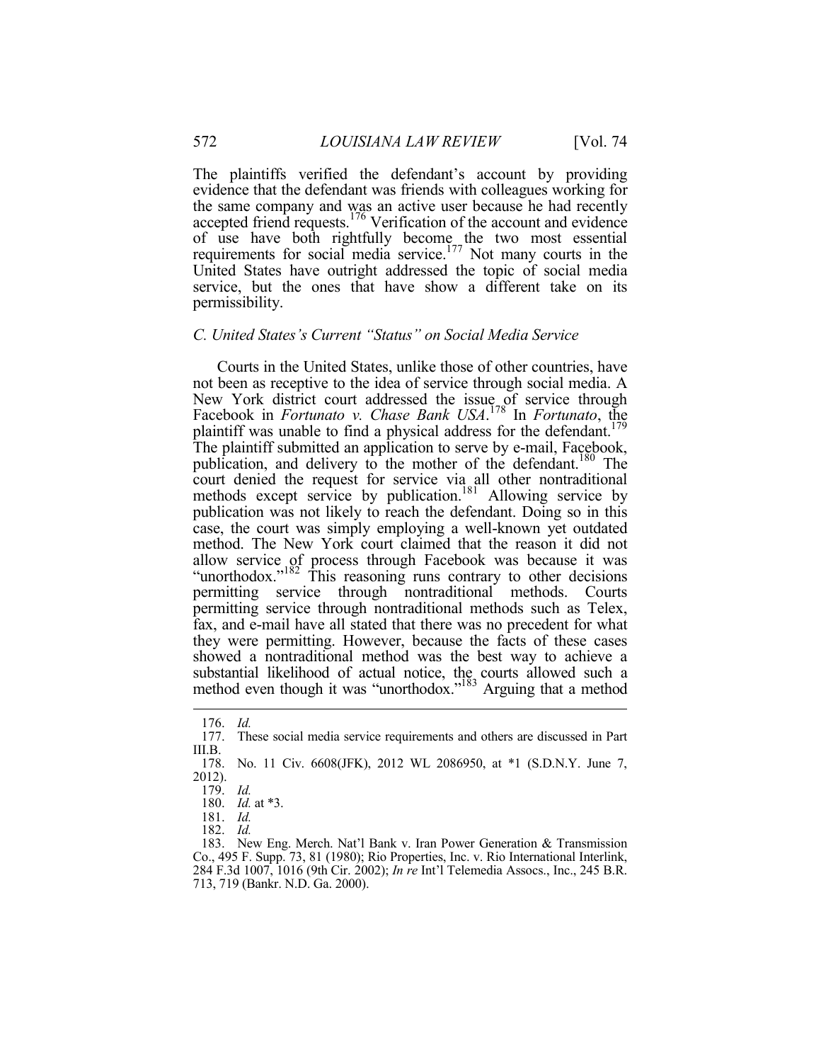The plaintiffs verified the defendant's account by providing evidence that the defendant was friends with colleagues working for the same company and was an active user because he had recently accepted friend requests.[176] Verification of the account and evidence of use have both rightfully become the two most essential requirements for social media service.[177] Not many courts in the United States have outright addressed the topic of social media service, but the ones that have show a different take on its permissibility.

### *C. United States's Current "Status" on Social Media Service*

Courts in the United States, unlike those of other countries, have not been as receptive to the idea of service through social media. A New York district court addressed the issue of service through Facebook in *Fortunato v. Chase Bank USA*.[178] In *Fortunato*, the plaintiff was unable to find a physical address for the defendant.[179] The plaintiff submitted an application to serve by e-mail, Facebook, publication, and delivery to the mother of the defendant.[180] The court denied the request for service via all other nontraditional methods except service by publication.[181] Allowing service by publication was not likely to reach the defendant. Doing so in this case, the court was simply employing a well-known yet outdated method. The New York court claimed that the reason it did not allow service of process through Facebook was because it was "unorthodox."[182] This reasoning runs contrary to other decisions permitting service through nontraditional methods. Courts permitting service through nontraditional methods such as Telex, fax, and e-mail have all stated that there was no precedent for what they were permitting. However, because the facts of these cases showed a nontraditional method was the best way to achieve a substantial likelihood of actual notice, the courts allowed such a method even though it was "unorthodox."[183] Arguing that a method

---

176. *Id.*

177. These social media service requirements and others are discussed in Part III.B.

178. No. 11 Civ. 6608(JFK), 2012 WL 2086950, at *1 (S.D.N.Y. June 7, 2012).

179. *Id.*

180. *Id.* at *3.

181. *Id.*

182. *Id.*

183. New Eng. Merch. Nat'l Bank v. Iran Power Generation & Transmission Co., 495 F. Supp. 73, 81 (1980); Rio Properties, Inc. v. Rio International Interlink, 284 F.3d 1007, 1016 (9th Cir. 2002); *In re* Int'l Telemedia Assocs., Inc., 245 B.R. 713, 719 (Bankr. N.D. Ga. 2000).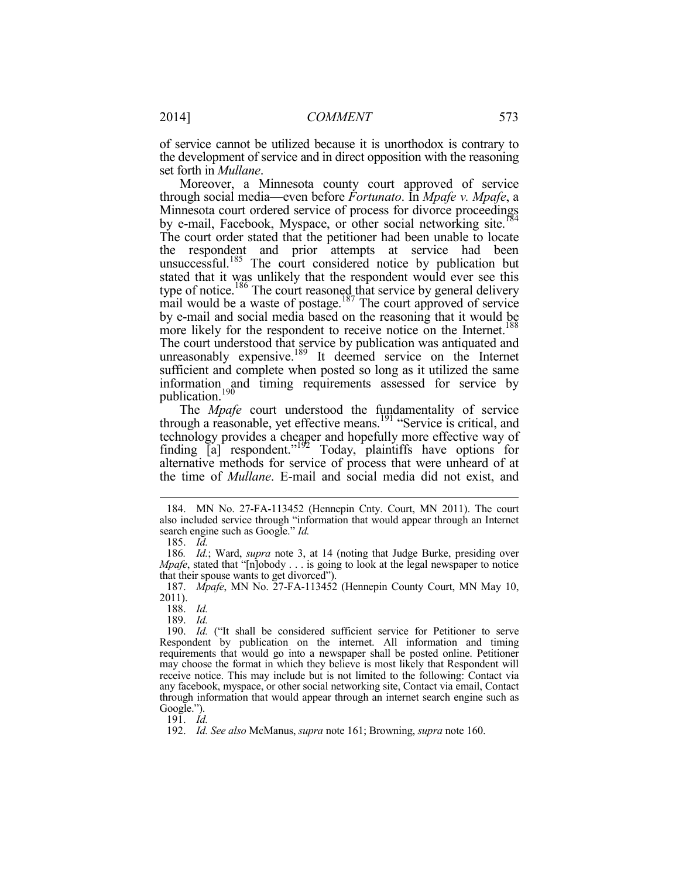of service cannot be utilized because it is unorthodox is contrary to the development of service and in direct opposition with the reasoning set forth in *Mullane*.

Moreover, a Minnesota county court approved of service through social media—even before *Fortunato*. In *Mpafe v. Mpafe*, a Minnesota court ordered service of process for divorce proceedings by e-mail, Facebook, Myspace, or other social networking site.[184] The court order stated that the petitioner had been unable to locate the respondent and prior attempts at service had been unsuccessful.[185] The court considered notice by publication but stated that it was unlikely that the respondent would ever see this type of notice.[186] The court reasoned that service by general delivery mail would be a waste of postage.[187] The court approved of service by e-mail and social media based on the reasoning that it would be more likely for the respondent to receive notice on the Internet.[188] The court understood that service by publication was antiquated and unreasonably expensive.[189] It deemed service on the Internet sufficient and complete when posted so long as it utilized the same information and timing requirements assessed for service by publication.[190]

The *Mpafe* court understood the fundamentality of service through a reasonable, yet effective means.[191] "Service is critical, and technology provides a cheaper and hopefully more effective way of finding [a] respondent."[192] Today, plaintiffs have options for alternative methods for service of process that were unheard of at the time of *Mullane*. E-mail and social media did not exist, and

---

184. MN No. 27-FA-113452 (Hennepin Cnty. Court, MN 2011). The court also included service through "information that would appear through an Internet search engine such as Google." *Id.*

185. *Id.*

186. *Id.*; Ward, *supra* note 3, at 14 (noting that Judge Burke, presiding over *Mpafe*, stated that "[n]obody . . . is going to look at the legal newspaper to notice that their spouse wants to get divorced").

187. *Mpafe*, MN No. 27-FA-113452 (Hennepin County Court, MN May 10, 2011).

188. *Id.*

189. *Id.*

190. *Id.* ("It shall be considered sufficient service for Petitioner to serve Respondent by publication on the internet. All information and timing requirements that would go into a newspaper shall be posted online. Petitioner may choose the format in which they believe is most likely that Respondent will receive notice. This may include but is not limited to the following: Contact via any facebook, myspace, or other social networking site, Contact via email, Contact through information that would appear through an internet search engine such as Google.").

191. *Id.*

192. *Id. See also* McManus, *supra* note 161; Browning, *supra* note 160.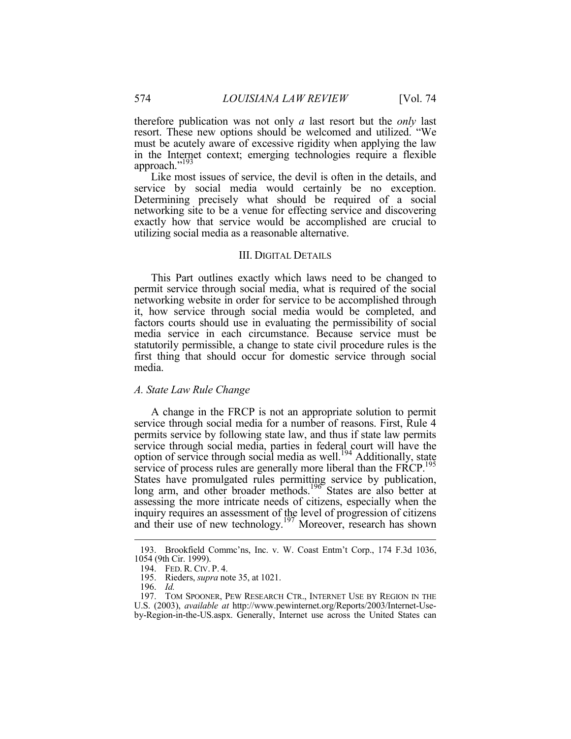therefore publication was not only *a* last resort but the *only* last resort. These new options should be welcomed and utilized. "We must be acutely aware of excessive rigidity when applying the law in the Internet context; emerging technologies require a flexible approach."[193]

Like most issues of service, the devil is often in the details, and service by social media would certainly be no exception. Determining precisely what should be required of a social networking site to be a venue for effecting service and discovering exactly how that service would be accomplished are crucial to utilizing social media as a reasonable alternative.

## III. DIGITAL DETAILS

This Part outlines exactly which laws need to be changed to permit service through social media, what is required of the social networking website in order for service to be accomplished through it, how service through social media would be completed, and factors courts should use in evaluating the permissibility of social media service in each circumstance. Because service must be statutorily permissible, a change to state civil procedure rules is the first thing that should occur for domestic service through social media.

### *A. State Law Rule Change*

A change in the FRCP is not an appropriate solution to permit service through social media for a number of reasons. First, Rule 4 permits service by following state law, and thus if state law permits service through social media, parties in federal court will have the option of service through social media as well.[194] Additionally, state service of process rules are generally more liberal than the FRCP.[195] States have promulgated rules permitting service by publication, long arm, and other broader methods.[196] States are also better at assessing the more intricate needs of citizens, especially when the inquiry requires an assessment of the level of progression of citizens and their use of new technology.[197] Moreover, research has shown

---

193. Brookfield Commc'ns, Inc. v. W. Coast Entm't Corp., 174 F.3d 1036, 1054 (9th Cir. 1999).

194. FED. R. CIV. P. 4.

195. Rieders, *supra* note 35, at 1021.

196. *Id.*

197. TOM SPOONER, PEW RESEARCH CTR., INTERNET USE BY REGION IN THE U.S. (2003), *available at* http://www.pewinternet.org/Reports/2003/Internet-Use-by-Region-in-the-US.aspx. Generally, Internet use across the United States can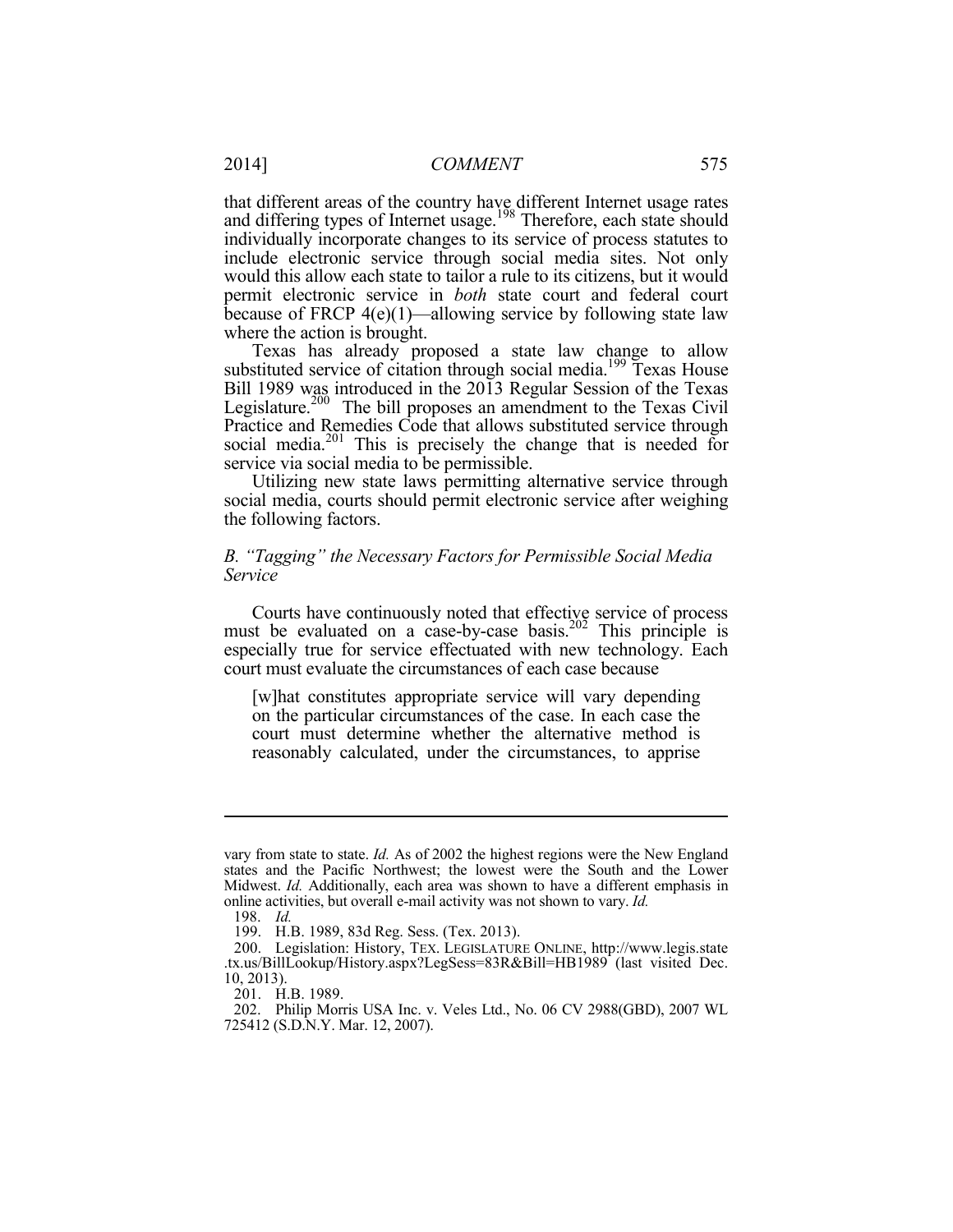that different areas of the country have different Internet usage rates and differing types of Internet usage.[198] Therefore, each state should individually incorporate changes to its service of process statutes to include electronic service through social media sites. Not only would this allow each state to tailor a rule to its citizens, but it would permit electronic service in *both* state court and federal court because of FRCP 4(e)(1)—allowing service by following state law where the action is brought.

Texas has already proposed a state law change to allow substituted service of citation through social media.[199] Texas House Bill 1989 was introduced in the 2013 Regular Session of the Texas Legislature.[200] The bill proposes an amendment to the Texas Civil Practice and Remedies Code that allows substituted service through social media.[201] This is precisely the change that is needed for service via social media to be permissible.

Utilizing new state laws permitting alternative service through social media, courts should permit electronic service after weighing the following factors.

### *B. "Tagging" the Necessary Factors for Permissible Social Media Service*

Courts have continuously noted that effective service of process must be evaluated on a case-by-case basis.[202] This principle is especially true for service effectuated with new technology. Each court must evaluate the circumstances of each case because

> [w]hat constitutes appropriate service will vary depending on the particular circumstances of the case. In each case the court must determine whether the alternative method is reasonably calculated, under the circumstances, to apprise

---

vary from state to state. *Id.* As of 2002 the highest regions were the New England states and the Pacific Northwest; the lowest were the South and the Lower Midwest. *Id.* Additionally, each area was shown to have a different emphasis in online activities, but overall e-mail activity was not shown to vary. *Id.*

198. *Id.*

199. H.B. 1989, 83d Reg. Sess. (Tex. 2013).

200. Legislation: History, TEX. LEGISLATURE ONLINE, http://www.legis.state.tx.us/BillLookup/History.aspx?LegSess=83R&Bill=HB1989 (last visited Dec. 10, 2013).

201. H.B. 1989.

202. Philip Morris USA Inc. v. Veles Ltd., No. 06 CV 2988(GBD), 2007 WL 725412 (S.D.N.Y. Mar. 12, 2007).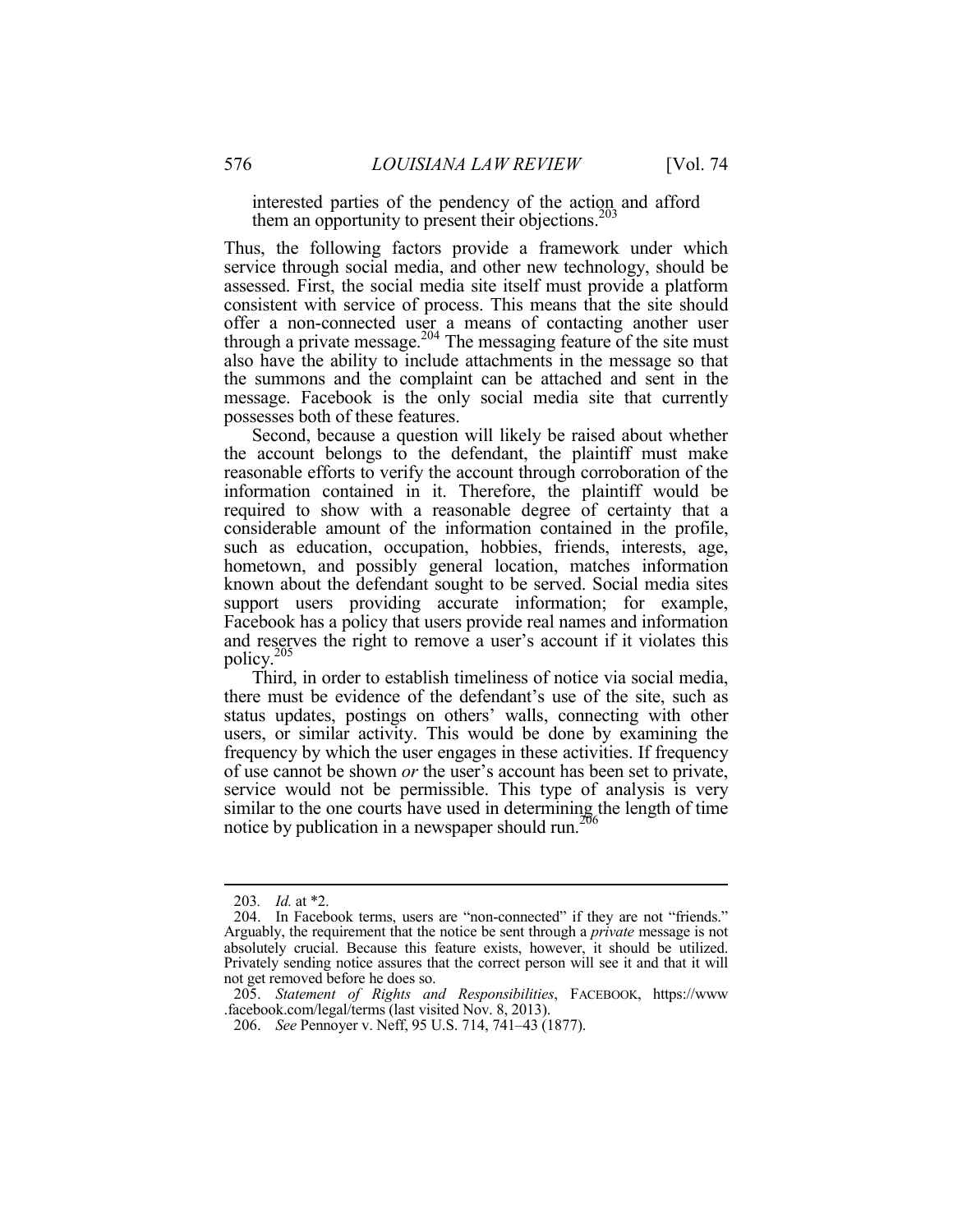interested parties of the pendency of the action and afford them an opportunity to present their objections.[203]

Thus, the following factors provide a framework under which service through social media, and other new technology, should be assessed. First, the social media site itself must provide a platform consistent with service of process. This means that the site should offer a non-connected user a means of contacting another user through a private message.[204] The messaging feature of the site must also have the ability to include attachments in the message so that the summons and the complaint can be attached and sent in the message. Facebook is the only social media site that currently possesses both of these features.

Second, because a question will likely be raised about whether the account belongs to the defendant, the plaintiff must make reasonable efforts to verify the account through corroboration of the information contained in it. Therefore, the plaintiff would be required to show with a reasonable degree of certainty that a considerable amount of the information contained in the profile, such as education, occupation, hobbies, friends, interests, age, hometown, and possibly general location, matches information known about the defendant sought to be served. Social media sites support users providing accurate information; for example, Facebook has a policy that users provide real names and information and reserves the right to remove a user's account if it violates this policy.[205]

Third, in order to establish timeliness of notice via social media, there must be evidence of the defendant's use of the site, such as status updates, postings on others' walls, connecting with other users, or similar activity. This would be done by examining the frequency by which the user engages in these activities. If frequency of use cannot be shown *or* the user's account has been set to private, service would not be permissible. This type of analysis is very similar to the one courts have used in determining the length of time notice by publication in a newspaper should run.[206]

---

203. *Id.* at *2.

204. In Facebook terms, users are "non-connected" if they are not "friends." Arguably, the requirement that the notice be sent through a *private* message is not absolutely crucial. Because this feature exists, however, it should be utilized. Privately sending notice assures that the correct person will see it and that it will not get removed before he does so.

205. *Statement of Rights and Responsibilities*, FACEBOOK, https://www.facebook.com/legal/terms (last visited Nov. 8, 2013).

206. *See* Pennoyer v. Neff, 95 U.S. 714, 741–43 (1877).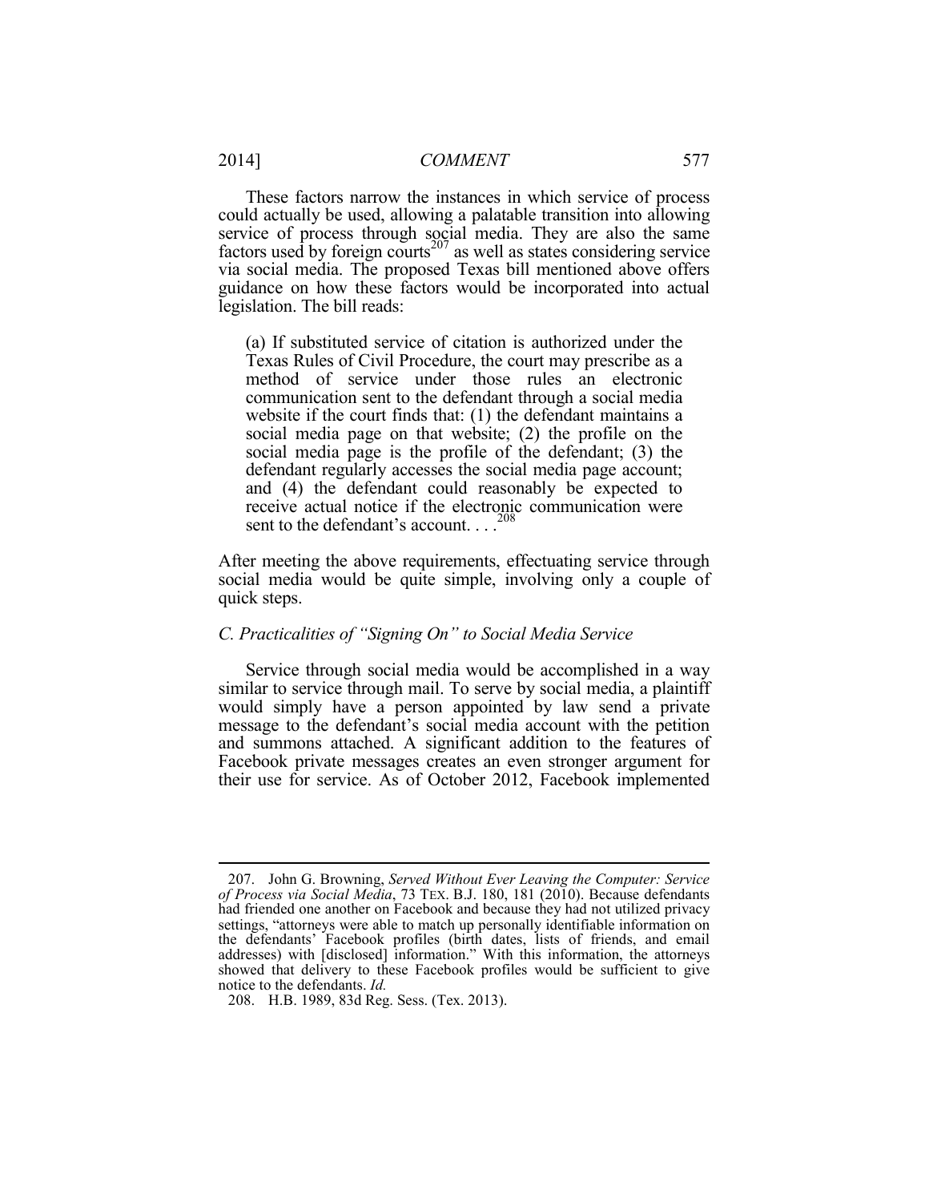These factors narrow the instances in which service of process could actually be used, allowing a palatable transition into allowing service of process through social media. They are also the same factors used by foreign courts[207] as well as states considering service via social media. The proposed Texas bill mentioned above offers guidance on how these factors would be incorporated into actual legislation. The bill reads:

> (a) If substituted service of citation is authorized under the Texas Rules of Civil Procedure, the court may prescribe as a method of service under those rules an electronic communication sent to the defendant through a social media website if the court finds that: (1) the defendant maintains a social media page on that website; (2) the profile on the social media page is the profile of the defendant; (3) the defendant regularly accesses the social media page account; and (4) the defendant could reasonably be expected to receive actual notice if the electronic communication were sent to the defendant's account. . . .[208]

After meeting the above requirements, effectuating service through social media would be quite simple, involving only a couple of quick steps.

### C. Practicalities of "Signing On" to Social Media Service

Service through social media would be accomplished in a way similar to service through mail. To serve by social media, a plaintiff would simply have a person appointed by law send a private message to the defendant's social media account with the petition and summons attached. A significant addition to the features of Facebook private messages creates an even stronger argument for their use for service. As of October 2012, Facebook implemented

---

207. John G. Browning, *Served Without Ever Leaving the Computer: Service of Process via Social Media*, 73 TEX. B.J. 180, 181 (2010). Because defendants had friended one another on Facebook and because they had not utilized privacy settings, "attorneys were able to match up personally identifiable information on the defendants' Facebook profiles (birth dates, lists of friends, and email addresses) with [disclosed] information." With this information, the attorneys showed that delivery to these Facebook profiles would be sufficient to give notice to the defendants. *Id.*

208. H.B. 1989, 83d Reg. Sess. (Tex. 2013).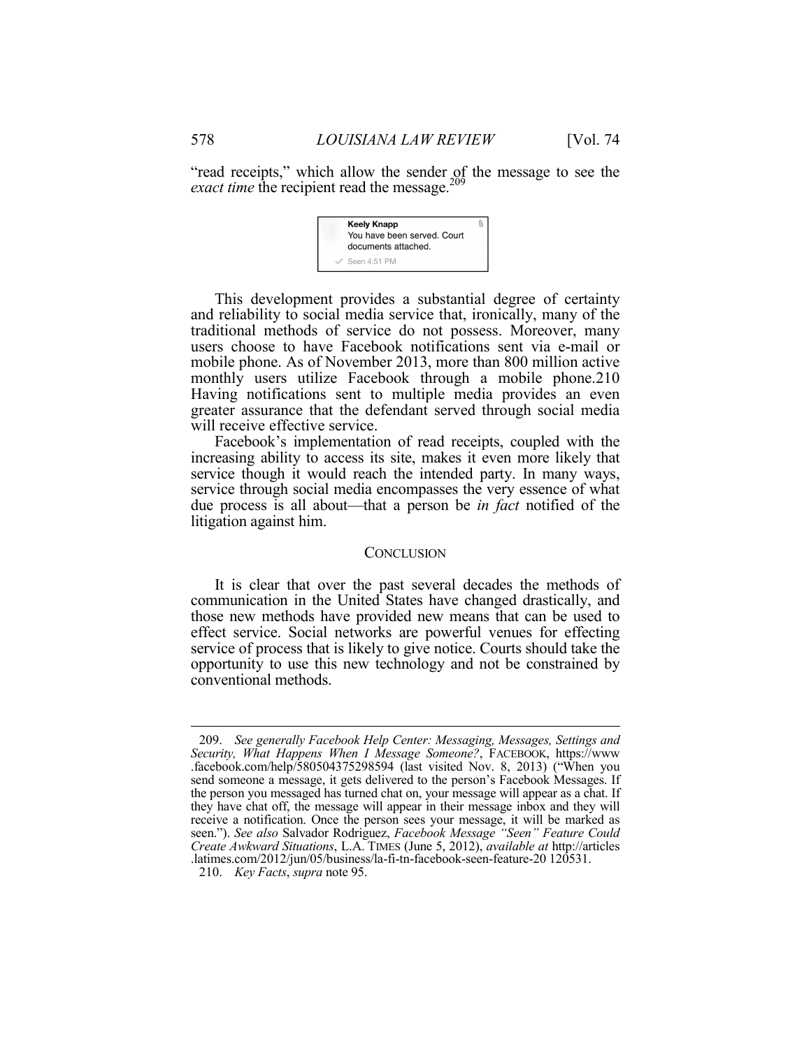"read receipts," which allow the sender of the message to see the *exact time* the recipient read the message.[209]

**Keely Knapp**
You have been served. Court documents attached.
✓ Seen 4:51 PM

This development provides a substantial degree of certainty and reliability to social media service that, ironically, many of the traditional methods of service do not possess. Moreover, many users choose to have Facebook notifications sent via e-mail or mobile phone. As of November 2013, more than 800 million active monthly users utilize Facebook through a mobile phone.210 Having notifications sent to multiple media provides an even greater assurance that the defendant served through social media will receive effective service.

Facebook's implementation of read receipts, coupled with the increasing ability to access its site, makes it even more likely that service though it would reach the intended party. In many ways, service through social media encompasses the very essence of what due process is all about—that a person be *in fact* notified of the litigation against him.

## CONCLUSION

It is clear that over the past several decades the methods of communication in the United States have changed drastically, and those new methods have provided new means that can be used to effect service. Social networks are powerful venues for effecting service of process that is likely to give notice. Courts should take the opportunity to use this new technology and not be constrained by conventional methods.

---

209. *See generally Facebook Help Center: Messaging, Messages, Settings and Security, What Happens When I Message Someone?*, FACEBOOK, https://www.facebook.com/help/580504375298594 (last visited Nov. 8, 2013) ("When you send someone a message, it gets delivered to the person's Facebook Messages. If the person you messaged has turned chat on, your message will appear as a chat. If they have chat off, the message will appear in their message inbox and they will receive a notification. Once the person sees your message, it will be marked as seen."). *See also* Salvador Rodriguez, *Facebook Message "Seen" Feature Could Create Awkward Situations*, L.A. TIMES (June 5, 2012), *available at* http://articles.latimes.com/2012/jun/05/business/la-fi-tn-facebook-seen-feature-20 120531.

210. *Key Facts*, *supra* note 95.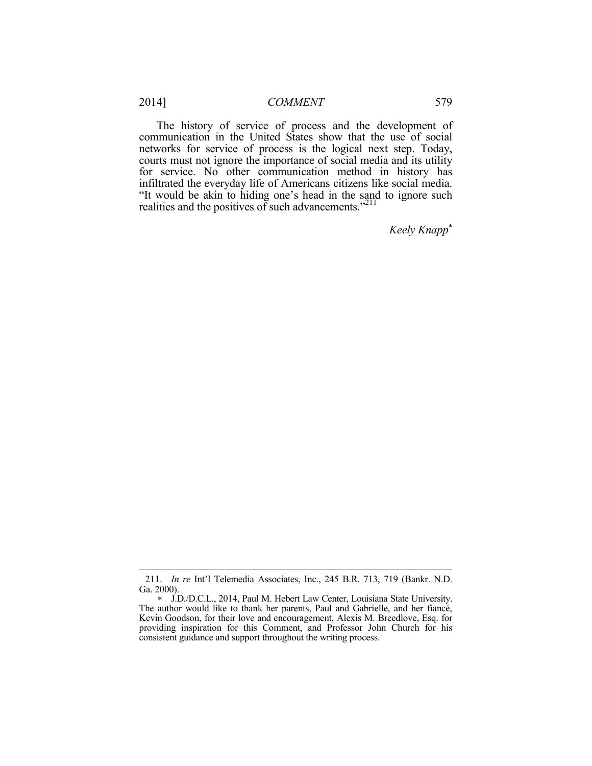The history of service of process and the development of communication in the United States show that the use of social networks for service of process is the logical next step. Today, courts must not ignore the importance of social media and its utility for service. No other communication method in history has infiltrated the everyday life of Americans citizens like social media. "It would be akin to hiding one's head in the sand to ignore such realities and the positives of such advancements."[211]

*Keely Knapp*[*]

---

211. *In re* Int'l Telemedia Associates, Inc., 245 B.R. 713, 719 (Bankr. N.D. Ga. 2000).

\* J.D./D.C.L., 2014, Paul M. Hebert Law Center, Louisiana State University. The author would like to thank her parents, Paul and Gabrielle, and her fiancé, Kevin Goodson, for their love and encouragement, Alexis M. Breedlove, Esq. for providing inspiration for this Comment, and Professor John Church for his consistent guidance and support throughout the writing process.